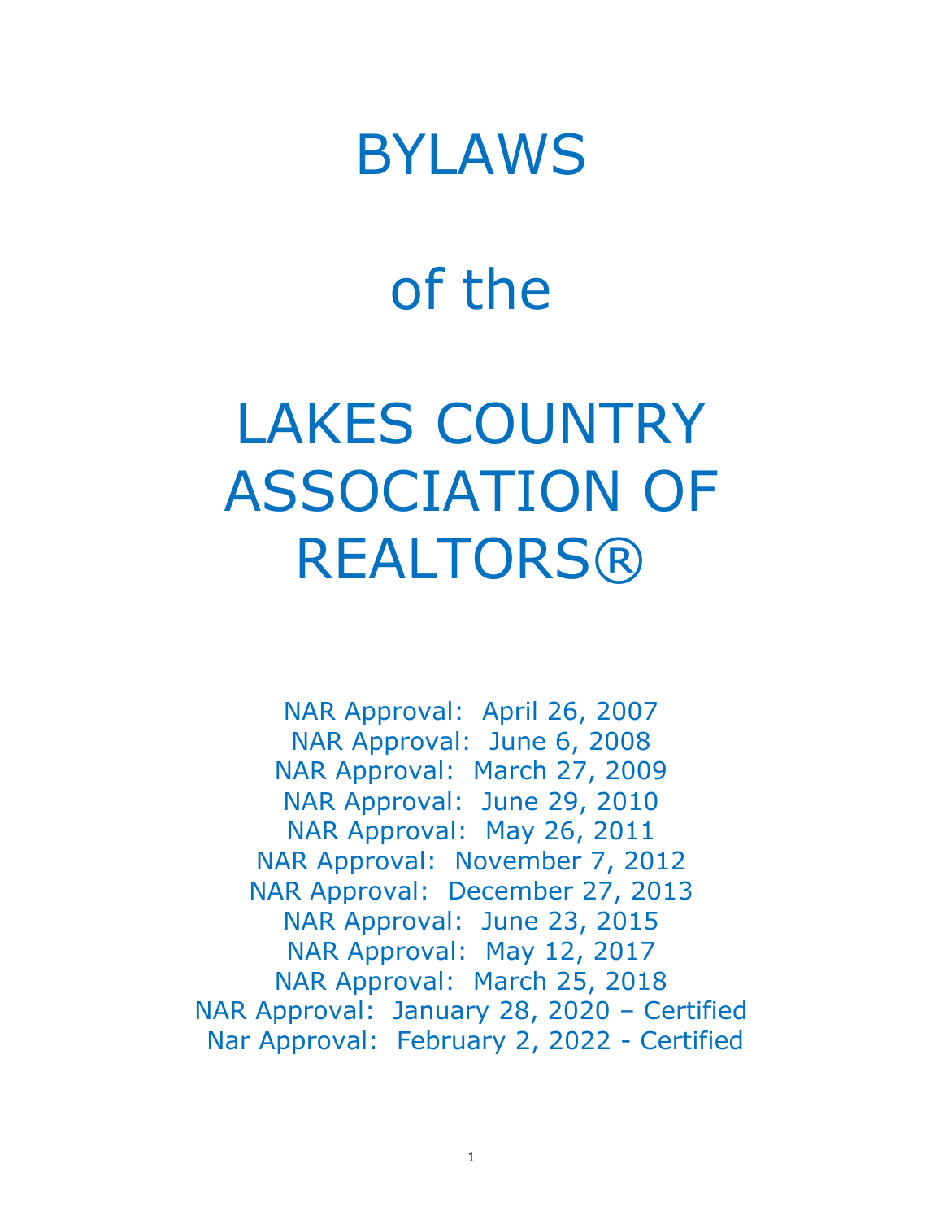# BYLAWS

# of the

# LAKES COUNTRY ASSOCIATION OF REALTORS®

NAR Approval: April 26, 2007
NAR Approval: June 6, 2008
NAR Approval: March 27, 2009
NAR Approval: June 29, 2010
NAR Approval: May 26, 2011
NAR Approval: November 7, 2012
NAR Approval: December 27, 2013
NAR Approval: June 23, 2015
NAR Approval: May 12, 2017
NAR Approval: March 25, 2018
NAR Approval: January 28, 2020 – Certified
Nar Approval: February 2, 2022 - Certified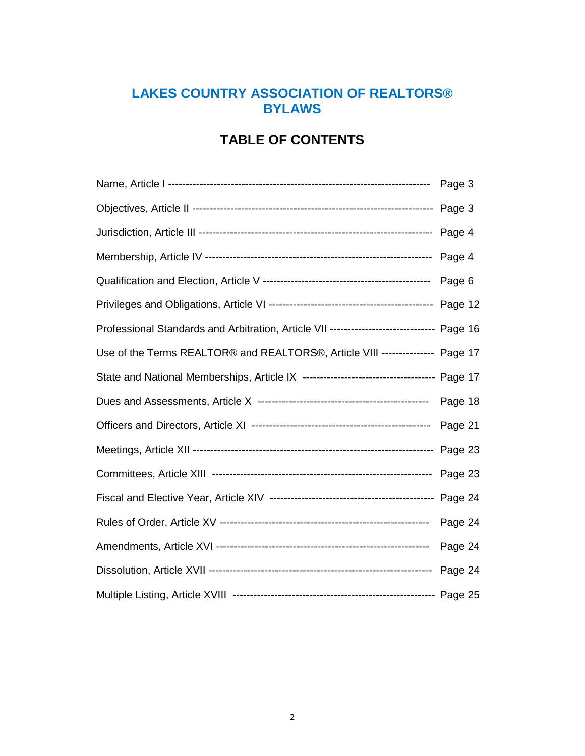# LAKES COUNTRY ASSOCIATION OF REALTORS® BYLAWS

## TABLE OF CONTENTS

| | |
|---|---|
| Name, Article I | Page 3 |
| Objectives, Article II | Page 3 |
| Jurisdiction, Article III | Page 4 |
| Membership, Article IV | Page 4 |
| Qualification and Election, Article V | Page 6 |
| Privileges and Obligations, Article VI | Page 12 |
| Professional Standards and Arbitration, Article VII | Page 16 |
| Use of the Terms REALTOR® and REALTORS®, Article VIII | Page 17 |
| State and National Memberships, Article IX | Page 17 |
| Dues and Assessments, Article X | Page 18 |
| Officers and Directors, Article XI | Page 21 |
| Meetings, Article XII | Page 23 |
| Committees, Article XIII | Page 23 |
| Fiscal and Elective Year, Article XIV | Page 24 |
| Rules of Order, Article XV | Page 24 |
| Amendments, Article XVI | Page 24 |
| Dissolution, Article XVII | Page 24 |
| Multiple Listing, Article XVIII | Page 25 |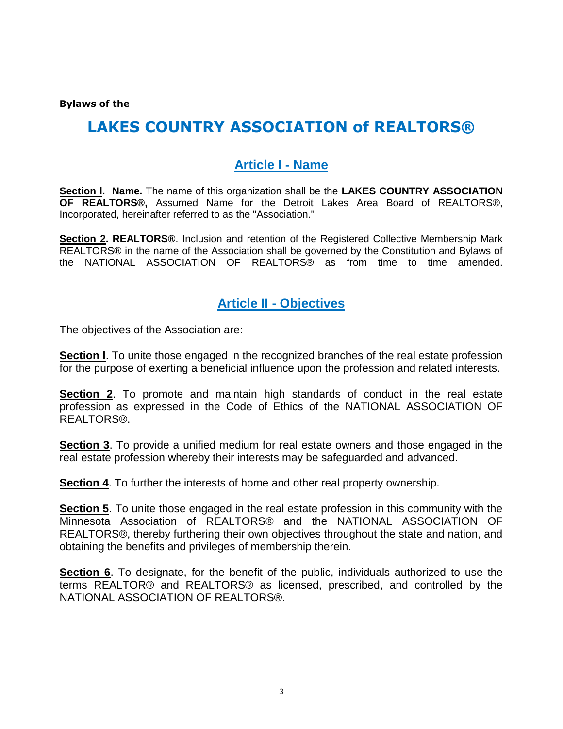**Bylaws of the**

# LAKES COUNTRY ASSOCIATION of REALTORS®

## Article I - Name

**Section l. Name.** The name of this organization shall be the **LAKES COUNTRY ASSOCIATION OF REALTORS®,** Assumed Name for the Detroit Lakes Area Board of REALTORS®, Incorporated, hereinafter referred to as the "Association."

**Section 2. REALTORS®**. Inclusion and retention of the Registered Collective Membership Mark REALTORS® in the name of the Association shall be governed by the Constitution and Bylaws of the NATIONAL ASSOCIATION OF REALTORS® as from time to time amended.

## Article II - Objectives

The objectives of the Association are:

**Section l**. To unite those engaged in the recognized branches of the real estate profession for the purpose of exerting a beneficial influence upon the profession and related interests.

**Section 2**. To promote and maintain high standards of conduct in the real estate profession as expressed in the Code of Ethics of the NATIONAL ASSOCIATION OF REALTORS®.

**Section 3**. To provide a unified medium for real estate owners and those engaged in the real estate profession whereby their interests may be safeguarded and advanced.

**Section 4**. To further the interests of home and other real property ownership.

**Section 5**. To unite those engaged in the real estate profession in this community with the Minnesota Association of REALTORS® and the NATIONAL ASSOCIATION OF REALTORS®, thereby furthering their own objectives throughout the state and nation, and obtaining the benefits and privileges of membership therein.

**Section 6**. To designate, for the benefit of the public, individuals authorized to use the terms REALTOR® and REALTORS® as licensed, prescribed, and controlled by the NATIONAL ASSOCIATION OF REALTORS®.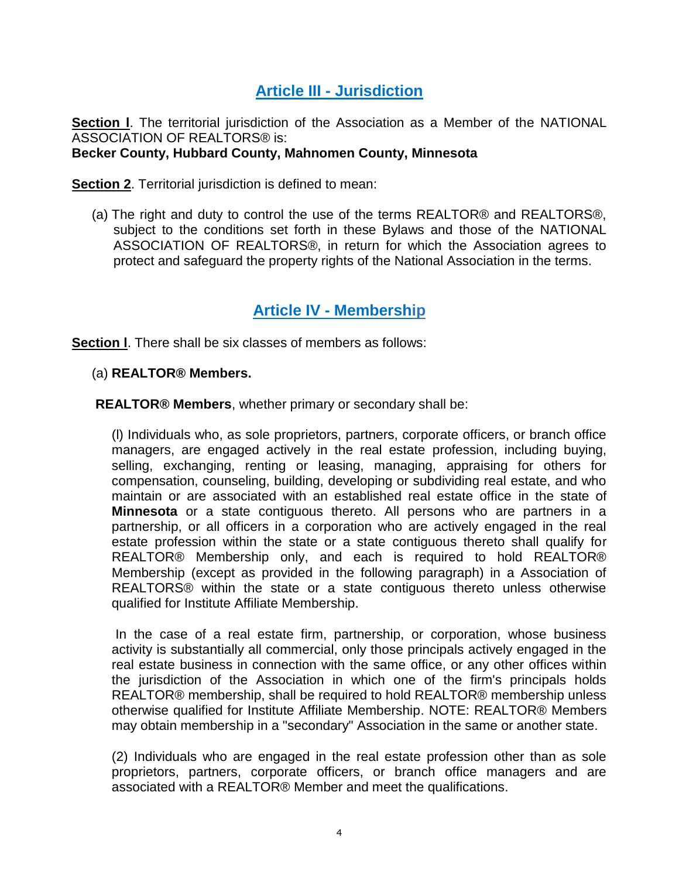## Article III - Jurisdiction

**Section l**. The territorial jurisdiction of the Association as a Member of the NATIONAL ASSOCIATION OF REALTORS® is:
**Becker County, Hubbard County, Mahnomen County, Minnesota**

**Section 2**. Territorial jurisdiction is defined to mean:

(a) The right and duty to control the use of the terms REALTOR® and REALTORS®, subject to the conditions set forth in these Bylaws and those of the NATIONAL ASSOCIATION OF REALTORS®, in return for which the Association agrees to protect and safeguard the property rights of the National Association in the terms.

## Article IV - Membership

**Section l**. There shall be six classes of members as follows:

(a) **REALTOR® Members.**

**REALTOR® Members**, whether primary or secondary shall be:

(l) Individuals who, as sole proprietors, partners, corporate officers, or branch office managers, are engaged actively in the real estate profession, including buying, selling, exchanging, renting or leasing, managing, appraising for others for compensation, counseling, building, developing or subdividing real estate, and who maintain or are associated with an established real estate office in the state of **Minnesota** or a state contiguous thereto. All persons who are partners in a partnership, or all officers in a corporation who are actively engaged in the real estate profession within the state or a state contiguous thereto shall qualify for REALTOR® Membership only, and each is required to hold REALTOR® Membership (except as provided in the following paragraph) in a Association of REALTORS® within the state or a state contiguous thereto unless otherwise qualified for Institute Affiliate Membership.

In the case of a real estate firm, partnership, or corporation, whose business activity is substantially all commercial, only those principals actively engaged in the real estate business in connection with the same office, or any other offices within the jurisdiction of the Association in which one of the firm's principals holds REALTOR® membership, shall be required to hold REALTOR® membership unless otherwise qualified for Institute Affiliate Membership. NOTE: REALTOR® Members may obtain membership in a "secondary" Association in the same or another state.

(2) Individuals who are engaged in the real estate profession other than as sole proprietors, partners, corporate officers, or branch office managers and are associated with a REALTOR® Member and meet the qualifications.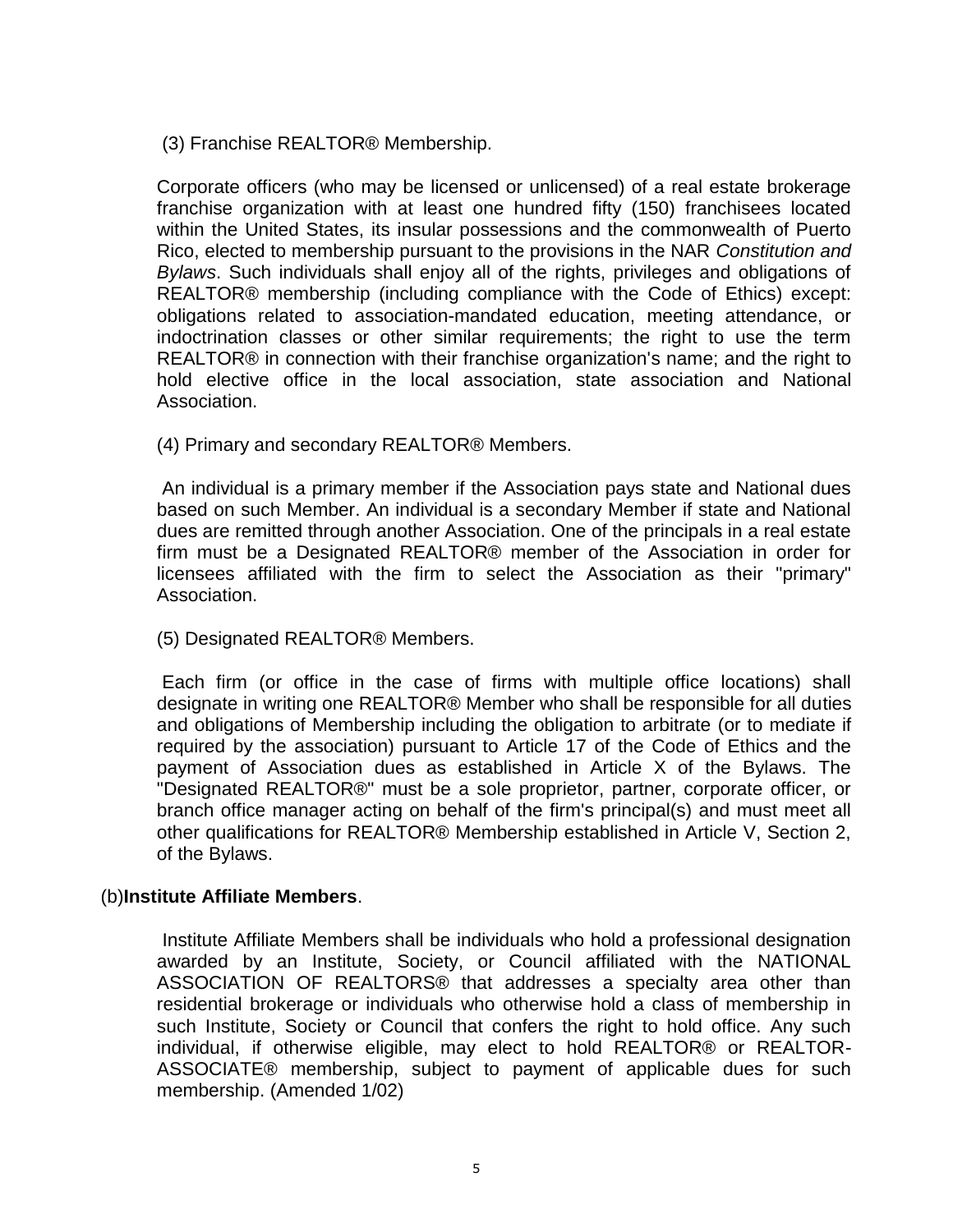(3) Franchise REALTOR® Membership.

Corporate officers (who may be licensed or unlicensed) of a real estate brokerage franchise organization with at least one hundred fifty (150) franchisees located within the United States, its insular possessions and the commonwealth of Puerto Rico, elected to membership pursuant to the provisions in the NAR *Constitution and Bylaws*. Such individuals shall enjoy all of the rights, privileges and obligations of REALTOR® membership (including compliance with the Code of Ethics) except: obligations related to association-mandated education, meeting attendance, or indoctrination classes or other similar requirements; the right to use the term REALTOR® in connection with their franchise organization's name; and the right to hold elective office in the local association, state association and National Association.

(4) Primary and secondary REALTOR® Members.

An individual is a primary member if the Association pays state and National dues based on such Member. An individual is a secondary Member if state and National dues are remitted through another Association. One of the principals in a real estate firm must be a Designated REALTOR® member of the Association in order for licensees affiliated with the firm to select the Association as their "primary" Association.

(5) Designated REALTOR® Members.

Each firm (or office in the case of firms with multiple office locations) shall designate in writing one REALTOR® Member who shall be responsible for all duties and obligations of Membership including the obligation to arbitrate (or to mediate if required by the association) pursuant to Article 17 of the Code of Ethics and the payment of Association dues as established in Article X of the Bylaws. The "Designated REALTOR®" must be a sole proprietor, partner, corporate officer, or branch office manager acting on behalf of the firm's principal(s) and must meet all other qualifications for REALTOR® Membership established in Article V, Section 2, of the Bylaws.

(b) **Institute Affiliate Members**.

Institute Affiliate Members shall be individuals who hold a professional designation awarded by an Institute, Society, or Council affiliated with the NATIONAL ASSOCIATION OF REALTORS® that addresses a specialty area other than residential brokerage or individuals who otherwise hold a class of membership in such Institute, Society or Council that confers the right to hold office. Any such individual, if otherwise eligible, may elect to hold REALTOR® or REALTOR-ASSOCIATE® membership, subject to payment of applicable dues for such membership. (Amended 1/02)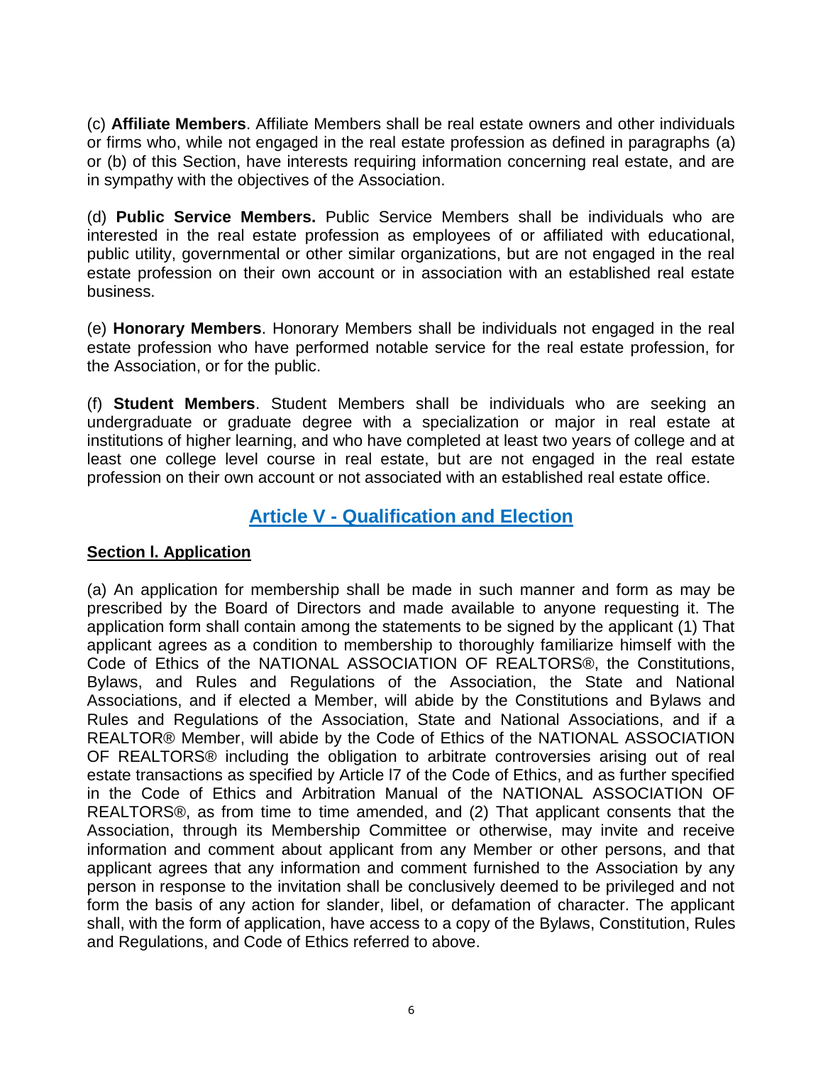(c) **Affiliate Members**. Affiliate Members shall be real estate owners and other individuals or firms who, while not engaged in the real estate profession as defined in paragraphs (a) or (b) of this Section, have interests requiring information concerning real estate, and are in sympathy with the objectives of the Association.

(d) **Public Service Members.** Public Service Members shall be individuals who are interested in the real estate profession as employees of or affiliated with educational, public utility, governmental or other similar organizations, but are not engaged in the real estate profession on their own account or in association with an established real estate business.

(e) **Honorary Members**. Honorary Members shall be individuals not engaged in the real estate profession who have performed notable service for the real estate profession, for the Association, or for the public.

(f) **Student Members**. Student Members shall be individuals who are seeking an undergraduate or graduate degree with a specialization or major in real estate at institutions of higher learning, and who have completed at least two years of college and at least one college level course in real estate, but are not engaged in the real estate profession on their own account or not associated with an established real estate office.

## Article V - Qualification and Election

### Section l. Application

(a) An application for membership shall be made in such manner and form as may be prescribed by the Board of Directors and made available to anyone requesting it. The application form shall contain among the statements to be signed by the applicant (1) That applicant agrees as a condition to membership to thoroughly familiarize himself with the Code of Ethics of the NATIONAL ASSOCIATION OF REALTORS®, the Constitutions, Bylaws, and Rules and Regulations of the Association, the State and National Associations, and if elected a Member, will abide by the Constitutions and Bylaws and Rules and Regulations of the Association, State and National Associations, and if a REALTOR® Member, will abide by the Code of Ethics of the NATIONAL ASSOCIATION OF REALTORS® including the obligation to arbitrate controversies arising out of real estate transactions as specified by Article l7 of the Code of Ethics, and as further specified in the Code of Ethics and Arbitration Manual of the NATIONAL ASSOCIATION OF REALTORS®, as from time to time amended, and (2) That applicant consents that the Association, through its Membership Committee or otherwise, may invite and receive information and comment about applicant from any Member or other persons, and that applicant agrees that any information and comment furnished to the Association by any person in response to the invitation shall be conclusively deemed to be privileged and not form the basis of any action for slander, libel, or defamation of character. The applicant shall, with the form of application, have access to a copy of the Bylaws, Constitution, Rules and Regulations, and Code of Ethics referred to above.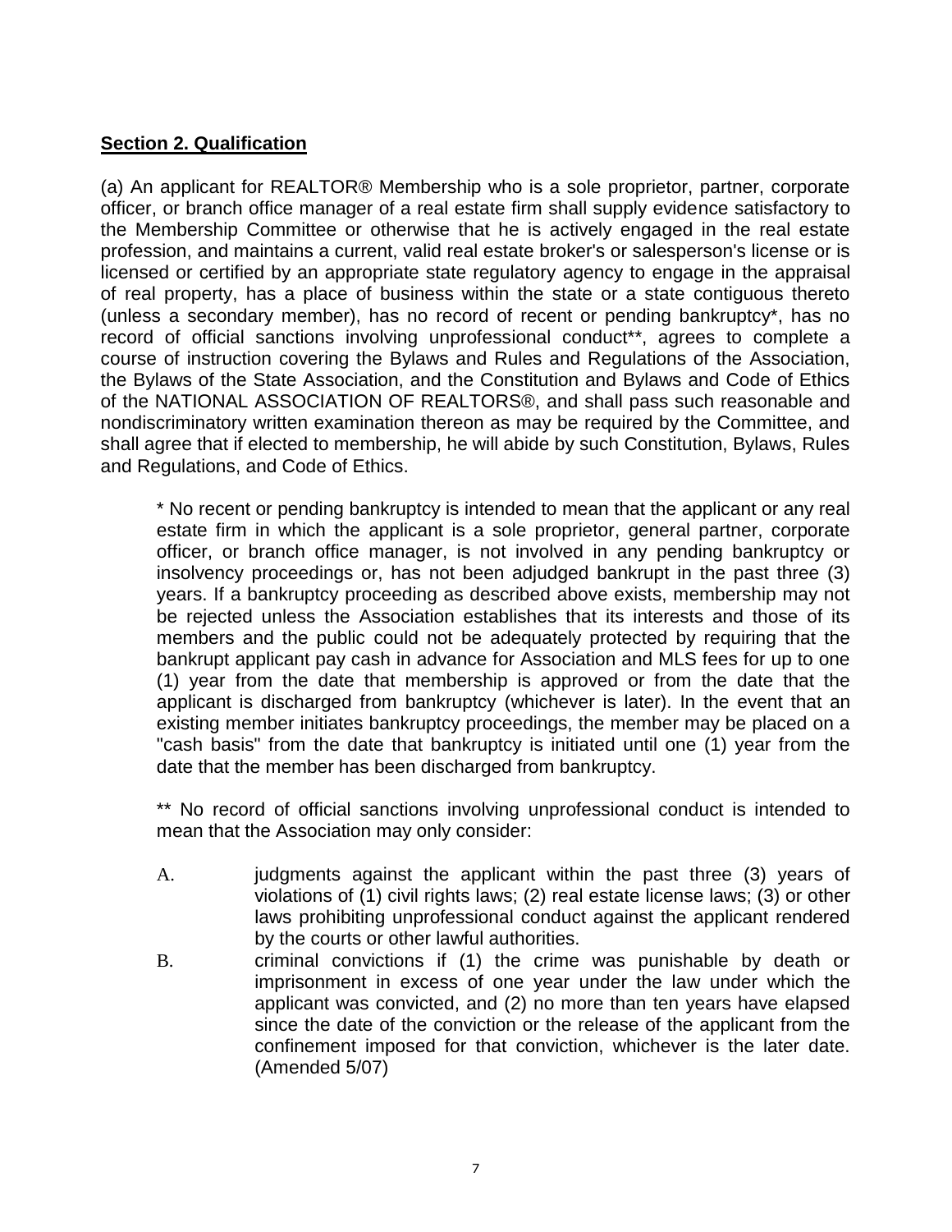## **Section 2. Qualification**

(a) An applicant for REALTOR® Membership who is a sole proprietor, partner, corporate officer, or branch office manager of a real estate firm shall supply evidence satisfactory to the Membership Committee or otherwise that he is actively engaged in the real estate profession, and maintains a current, valid real estate broker's or salesperson's license or is licensed or certified by an appropriate state regulatory agency to engage in the appraisal of real property, has a place of business within the state or a state contiguous thereto (unless a secondary member), has no record of recent or pending bankruptcy*, has no record of official sanctions involving unprofessional conduct**, agrees to complete a course of instruction covering the Bylaws and Rules and Regulations of the Association, the Bylaws of the State Association, and the Constitution and Bylaws and Code of Ethics of the NATIONAL ASSOCIATION OF REALTORS®, and shall pass such reasonable and nondiscriminatory written examination thereon as may be required by the Committee, and shall agree that if elected to membership, he will abide by such Constitution, Bylaws, Rules and Regulations, and Code of Ethics.

> * No recent or pending bankruptcy is intended to mean that the applicant or any real estate firm in which the applicant is a sole proprietor, general partner, corporate officer, or branch office manager, is not involved in any pending bankruptcy or insolvency proceedings or, has not been adjudged bankrupt in the past three (3) years. If a bankruptcy proceeding as described above exists, membership may not be rejected unless the Association establishes that its interests and those of its members and the public could not be adequately protected by requiring that the bankrupt applicant pay cash in advance for Association and MLS fees for up to one (1) year from the date that membership is approved or from the date that the applicant is discharged from bankruptcy (whichever is later). In the event that an existing member initiates bankruptcy proceedings, the member may be placed on a "cash basis" from the date that bankruptcy is initiated until one (1) year from the date that the member has been discharged from bankruptcy.
>
> ** No record of official sanctions involving unprofessional conduct is intended to mean that the Association may only consider:
>
> A. judgments against the applicant within the past three (3) years of violations of (1) civil rights laws; (2) real estate license laws; (3) or other laws prohibiting unprofessional conduct against the applicant rendered by the courts or other lawful authorities.
>
> B. criminal convictions if (1) the crime was punishable by death or imprisonment in excess of one year under the law under which the applicant was convicted, and (2) no more than ten years have elapsed since the date of the conviction or the release of the applicant from the confinement imposed for that conviction, whichever is the later date. (Amended 5/07)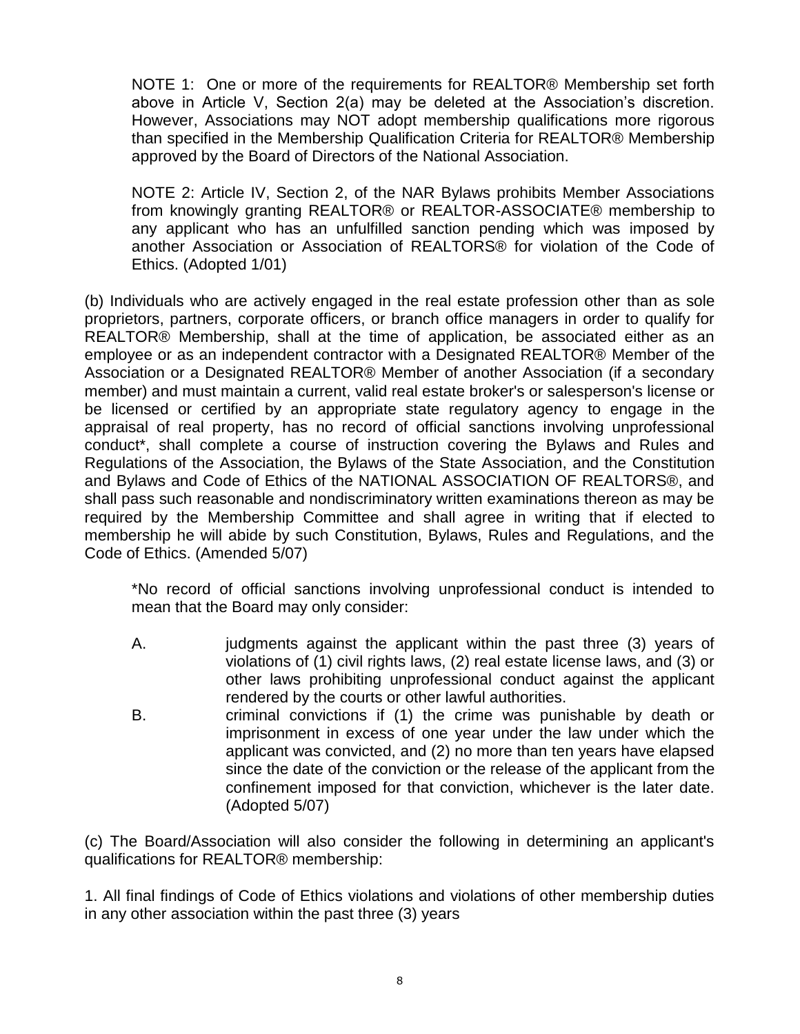NOTE 1: One or more of the requirements for REALTOR® Membership set forth above in Article V, Section 2(a) may be deleted at the Association's discretion. However, Associations may NOT adopt membership qualifications more rigorous than specified in the Membership Qualification Criteria for REALTOR® Membership approved by the Board of Directors of the National Association.

NOTE 2: Article IV, Section 2, of the NAR Bylaws prohibits Member Associations from knowingly granting REALTOR® or REALTOR-ASSOCIATE® membership to any applicant who has an unfulfilled sanction pending which was imposed by another Association or Association of REALTORS® for violation of the Code of Ethics. (Adopted 1/01)

(b) Individuals who are actively engaged in the real estate profession other than as sole proprietors, partners, corporate officers, or branch office managers in order to qualify for REALTOR® Membership, shall at the time of application, be associated either as an employee or as an independent contractor with a Designated REALTOR® Member of the Association or a Designated REALTOR® Member of another Association (if a secondary member) and must maintain a current, valid real estate broker's or salesperson's license or be licensed or certified by an appropriate state regulatory agency to engage in the appraisal of real property, has no record of official sanctions involving unprofessional conduct*, shall complete a course of instruction covering the Bylaws and Rules and Regulations of the Association, the Bylaws of the State Association, and the Constitution and Bylaws and Code of Ethics of the NATIONAL ASSOCIATION OF REALTORS®, and shall pass such reasonable and nondiscriminatory written examinations thereon as may be required by the Membership Committee and shall agree in writing that if elected to membership he will abide by such Constitution, Bylaws, Rules and Regulations, and the Code of Ethics. (Amended 5/07)

*No record of official sanctions involving unprofessional conduct is intended to mean that the Board may only consider:

A. judgments against the applicant within the past three (3) years of violations of (1) civil rights laws, (2) real estate license laws, and (3) or other laws prohibiting unprofessional conduct against the applicant rendered by the courts or other lawful authorities.

B. criminal convictions if (1) the crime was punishable by death or imprisonment in excess of one year under the law under which the applicant was convicted, and (2) no more than ten years have elapsed since the date of the conviction or the release of the applicant from the confinement imposed for that conviction, whichever is the later date. (Adopted 5/07)

(c) The Board/Association will also consider the following in determining an applicant's qualifications for REALTOR® membership:

1. All final findings of Code of Ethics violations and violations of other membership duties in any other association within the past three (3) years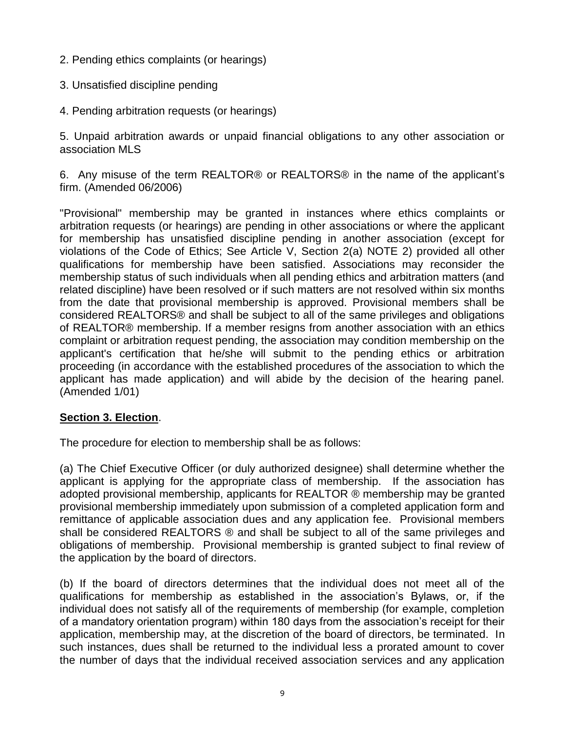2. Pending ethics complaints (or hearings)

3. Unsatisfied discipline pending

4. Pending arbitration requests (or hearings)

5. Unpaid arbitration awards or unpaid financial obligations to any other association or association MLS

6. Any misuse of the term REALTOR® or REALTORS® in the name of the applicant's firm. (Amended 06/2006)

"Provisional" membership may be granted in instances where ethics complaints or arbitration requests (or hearings) are pending in other associations or where the applicant for membership has unsatisfied discipline pending in another association (except for violations of the Code of Ethics; See Article V, Section 2(a) NOTE 2) provided all other qualifications for membership have been satisfied. Associations may reconsider the membership status of such individuals when all pending ethics and arbitration matters (and related discipline) have been resolved or if such matters are not resolved within six months from the date that provisional membership is approved. Provisional members shall be considered REALTORS® and shall be subject to all of the same privileges and obligations of REALTOR® membership. If a member resigns from another association with an ethics complaint or arbitration request pending, the association may condition membership on the applicant's certification that he/she will submit to the pending ethics or arbitration proceeding (in accordance with the established procedures of the association to which the applicant has made application) and will abide by the decision of the hearing panel. (Amended 1/01)

**Section 3. Election**.

The procedure for election to membership shall be as follows:

(a) The Chief Executive Officer (or duly authorized designee) shall determine whether the applicant is applying for the appropriate class of membership. If the association has adopted provisional membership, applicants for REALTOR ® membership may be granted provisional membership immediately upon submission of a completed application form and remittance of applicable association dues and any application fee. Provisional members shall be considered REALTORS ® and shall be subject to all of the same privileges and obligations of membership. Provisional membership is granted subject to final review of the application by the board of directors.

(b) If the board of directors determines that the individual does not meet all of the qualifications for membership as established in the association's Bylaws, or, if the individual does not satisfy all of the requirements of membership (for example, completion of a mandatory orientation program) within 180 days from the association's receipt for their application, membership may, at the discretion of the board of directors, be terminated. In such instances, dues shall be returned to the individual less a prorated amount to cover the number of days that the individual received association services and any application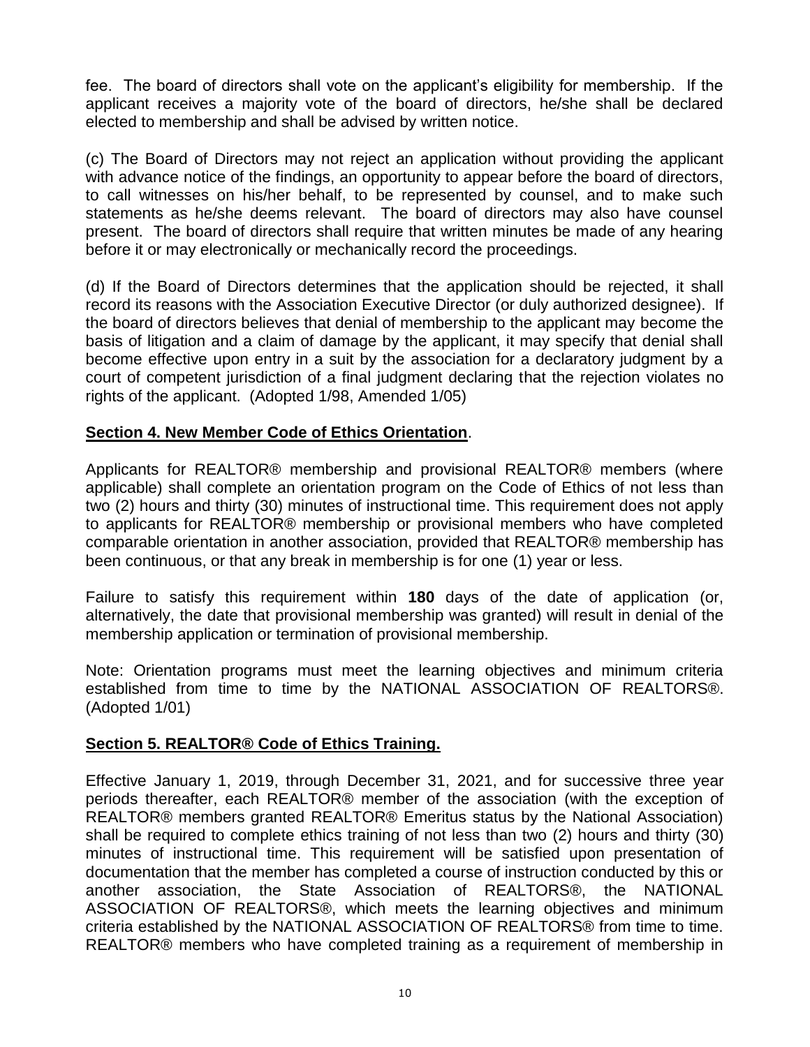fee. The board of directors shall vote on the applicant's eligibility for membership. If the applicant receives a majority vote of the board of directors, he/she shall be declared elected to membership and shall be advised by written notice.

(c) The Board of Directors may not reject an application without providing the applicant with advance notice of the findings, an opportunity to appear before the board of directors, to call witnesses on his/her behalf, to be represented by counsel, and to make such statements as he/she deems relevant. The board of directors may also have counsel present. The board of directors shall require that written minutes be made of any hearing before it or may electronically or mechanically record the proceedings.

(d) If the Board of Directors determines that the application should be rejected, it shall record its reasons with the Association Executive Director (or duly authorized designee). If the board of directors believes that denial of membership to the applicant may become the basis of litigation and a claim of damage by the applicant, it may specify that denial shall become effective upon entry in a suit by the association for a declaratory judgment by a court of competent jurisdiction of a final judgment declaring that the rejection violates no rights of the applicant. (Adopted 1/98, Amended 1/05)

**Section 4. New Member Code of Ethics Orientation**.

Applicants for REALTOR® membership and provisional REALTOR® members (where applicable) shall complete an orientation program on the Code of Ethics of not less than two (2) hours and thirty (30) minutes of instructional time. This requirement does not apply to applicants for REALTOR® membership or provisional members who have completed comparable orientation in another association, provided that REALTOR® membership has been continuous, or that any break in membership is for one (1) year or less.

Failure to satisfy this requirement within **180** days of the date of application (or, alternatively, the date that provisional membership was granted) will result in denial of the membership application or termination of provisional membership.

Note: Orientation programs must meet the learning objectives and minimum criteria established from time to time by the NATIONAL ASSOCIATION OF REALTORS®. (Adopted 1/01)

**Section 5. REALTOR® Code of Ethics Training.**

Effective January 1, 2019, through December 31, 2021, and for successive three year periods thereafter, each REALTOR® member of the association (with the exception of REALTOR® members granted REALTOR® Emeritus status by the National Association) shall be required to complete ethics training of not less than two (2) hours and thirty (30) minutes of instructional time. This requirement will be satisfied upon presentation of documentation that the member has completed a course of instruction conducted by this or another association, the State Association of REALTORS®, the NATIONAL ASSOCIATION OF REALTORS®, which meets the learning objectives and minimum criteria established by the NATIONAL ASSOCIATION OF REALTORS® from time to time. REALTOR® members who have completed training as a requirement of membership in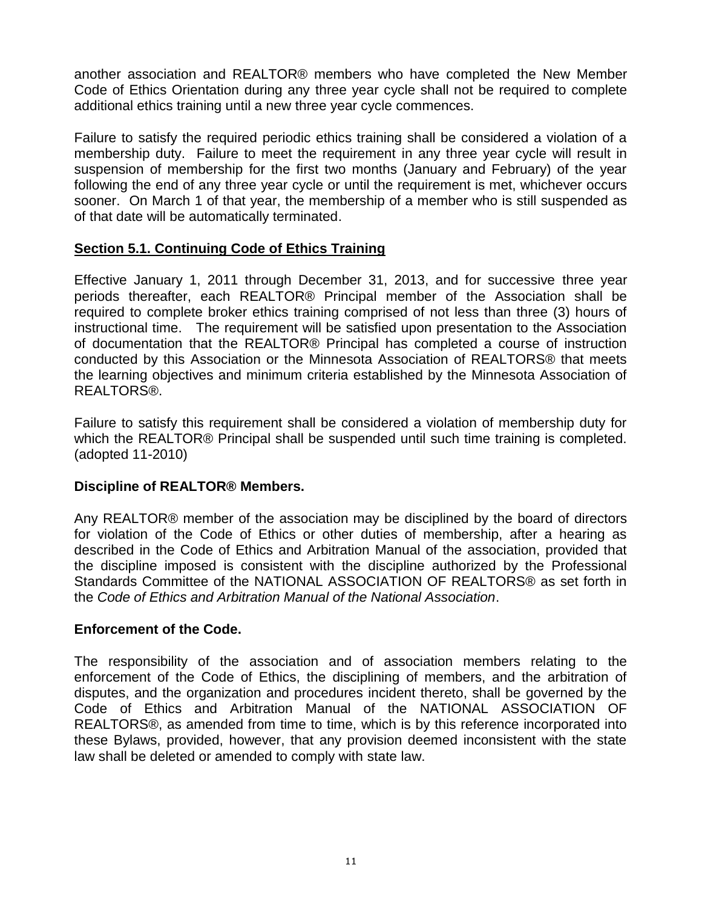another association and REALTOR® members who have completed the New Member Code of Ethics Orientation during any three year cycle shall not be required to complete additional ethics training until a new three year cycle commences.

Failure to satisfy the required periodic ethics training shall be considered a violation of a membership duty. Failure to meet the requirement in any three year cycle will result in suspension of membership for the first two months (January and February) of the year following the end of any three year cycle or until the requirement is met, whichever occurs sooner. On March 1 of that year, the membership of a member who is still suspended as of that date will be automatically terminated.

**Section 5.1. Continuing Code of Ethics Training**

Effective January 1, 2011 through December 31, 2013, and for successive three year periods thereafter, each REALTOR® Principal member of the Association shall be required to complete broker ethics training comprised of not less than three (3) hours of instructional time. The requirement will be satisfied upon presentation to the Association of documentation that the REALTOR® Principal has completed a course of instruction conducted by this Association or the Minnesota Association of REALTORS® that meets the learning objectives and minimum criteria established by the Minnesota Association of REALTORS®.

Failure to satisfy this requirement shall be considered a violation of membership duty for which the REALTOR® Principal shall be suspended until such time training is completed. (adopted 11-2010)

**Discipline of REALTOR® Members.**

Any REALTOR® member of the association may be disciplined by the board of directors for violation of the Code of Ethics or other duties of membership, after a hearing as described in the Code of Ethics and Arbitration Manual of the association, provided that the discipline imposed is consistent with the discipline authorized by the Professional Standards Committee of the NATIONAL ASSOCIATION OF REALTORS® as set forth in the *Code of Ethics and Arbitration Manual of the National Association*.

**Enforcement of the Code.**

The responsibility of the association and of association members relating to the enforcement of the Code of Ethics, the disciplining of members, and the arbitration of disputes, and the organization and procedures incident thereto, shall be governed by the Code of Ethics and Arbitration Manual of the NATIONAL ASSOCIATION OF REALTORS®, as amended from time to time, which is by this reference incorporated into these Bylaws, provided, however, that any provision deemed inconsistent with the state law shall be deleted or amended to comply with state law.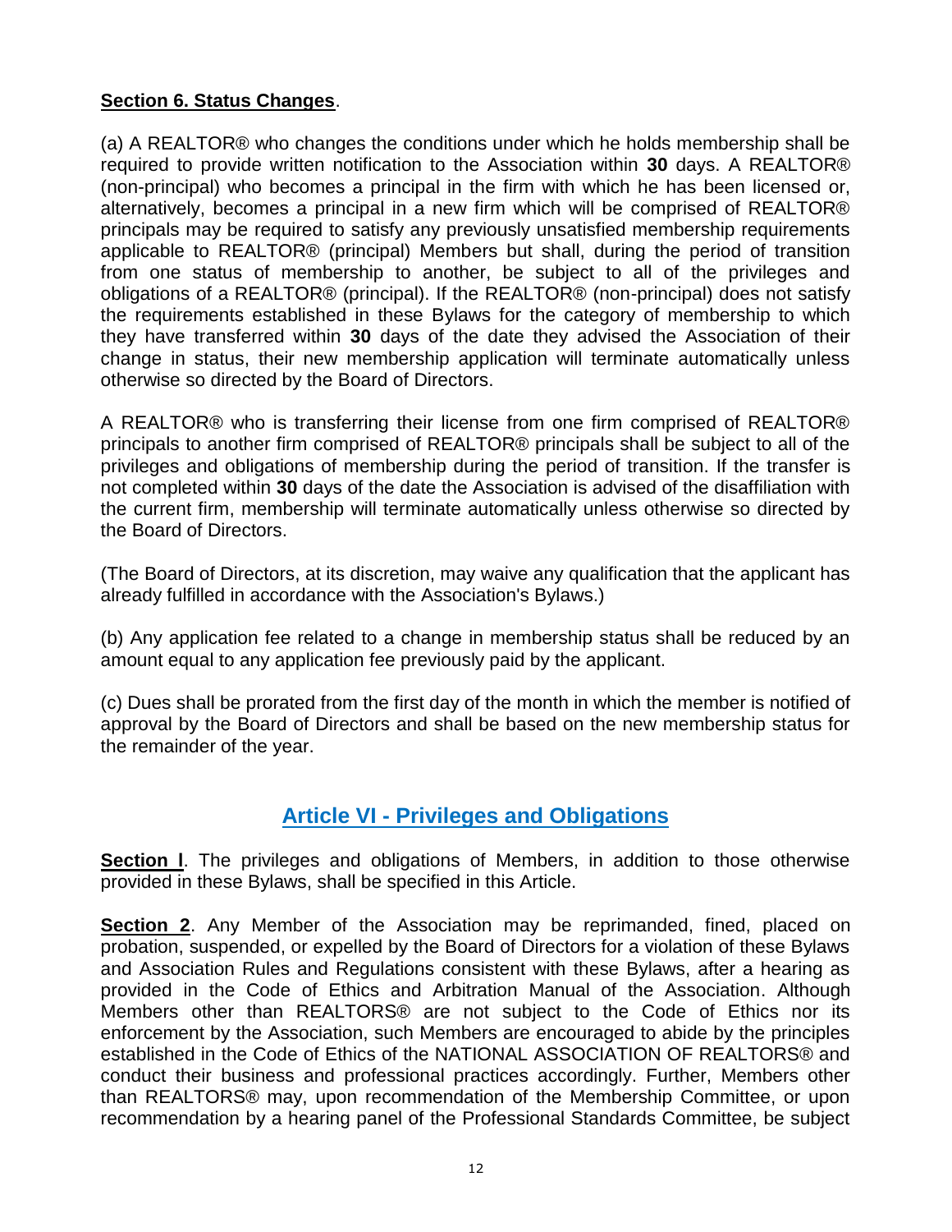**Section 6. Status Changes**.

(a) A REALTOR® who changes the conditions under which he holds membership shall be required to provide written notification to the Association within **30** days. A REALTOR® (non-principal) who becomes a principal in the firm with which he has been licensed or, alternatively, becomes a principal in a new firm which will be comprised of REALTOR® principals may be required to satisfy any previously unsatisfied membership requirements applicable to REALTOR® (principal) Members but shall, during the period of transition from one status of membership to another, be subject to all of the privileges and obligations of a REALTOR® (principal). If the REALTOR® (non-principal) does not satisfy the requirements established in these Bylaws for the category of membership to which they have transferred within **30** days of the date they advised the Association of their change in status, their new membership application will terminate automatically unless otherwise so directed by the Board of Directors.

A REALTOR® who is transferring their license from one firm comprised of REALTOR® principals to another firm comprised of REALTOR® principals shall be subject to all of the privileges and obligations of membership during the period of transition. If the transfer is not completed within **30** days of the date the Association is advised of the disaffiliation with the current firm, membership will terminate automatically unless otherwise so directed by the Board of Directors.

(The Board of Directors, at its discretion, may waive any qualification that the applicant has already fulfilled in accordance with the Association's Bylaws.)

(b) Any application fee related to a change in membership status shall be reduced by an amount equal to any application fee previously paid by the applicant.

(c) Dues shall be prorated from the first day of the month in which the member is notified of approval by the Board of Directors and shall be based on the new membership status for the remainder of the year.

## Article VI - Privileges and Obligations

**Section l**. The privileges and obligations of Members, in addition to those otherwise provided in these Bylaws, shall be specified in this Article.

**Section 2**. Any Member of the Association may be reprimanded, fined, placed on probation, suspended, or expelled by the Board of Directors for a violation of these Bylaws and Association Rules and Regulations consistent with these Bylaws, after a hearing as provided in the Code of Ethics and Arbitration Manual of the Association. Although Members other than REALTORS® are not subject to the Code of Ethics nor its enforcement by the Association, such Members are encouraged to abide by the principles established in the Code of Ethics of the NATIONAL ASSOCIATION OF REALTORS® and conduct their business and professional practices accordingly. Further, Members other than REALTORS® may, upon recommendation of the Membership Committee, or upon recommendation by a hearing panel of the Professional Standards Committee, be subject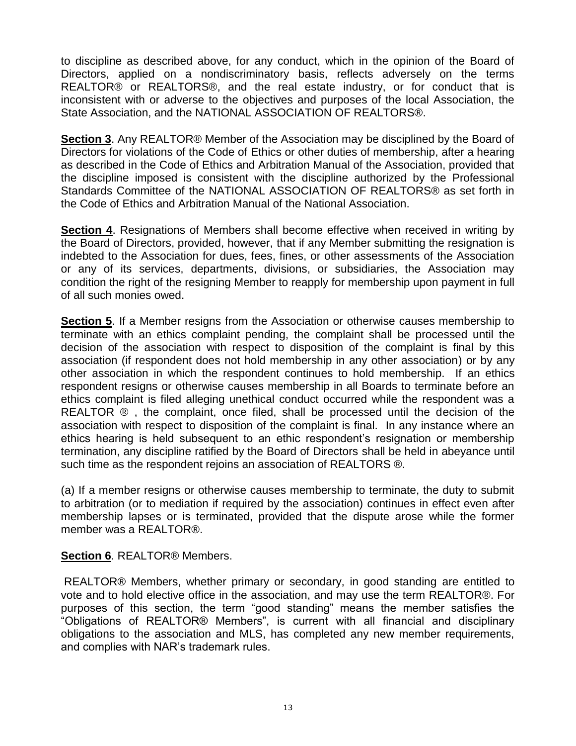to discipline as described above, for any conduct, which in the opinion of the Board of Directors, applied on a nondiscriminatory basis, reflects adversely on the terms REALTOR® or REALTORS®, and the real estate industry, or for conduct that is inconsistent with or adverse to the objectives and purposes of the local Association, the State Association, and the NATIONAL ASSOCIATION OF REALTORS®.

**Section 3**. Any REALTOR® Member of the Association may be disciplined by the Board of Directors for violations of the Code of Ethics or other duties of membership, after a hearing as described in the Code of Ethics and Arbitration Manual of the Association, provided that the discipline imposed is consistent with the discipline authorized by the Professional Standards Committee of the NATIONAL ASSOCIATION OF REALTORS® as set forth in the Code of Ethics and Arbitration Manual of the National Association.

**Section 4**. Resignations of Members shall become effective when received in writing by the Board of Directors, provided, however, that if any Member submitting the resignation is indebted to the Association for dues, fees, fines, or other assessments of the Association or any of its services, departments, divisions, or subsidiaries, the Association may condition the right of the resigning Member to reapply for membership upon payment in full of all such monies owed.

**Section 5**. If a Member resigns from the Association or otherwise causes membership to terminate with an ethics complaint pending, the complaint shall be processed until the decision of the association with respect to disposition of the complaint is final by this association (if respondent does not hold membership in any other association) or by any other association in which the respondent continues to hold membership. If an ethics respondent resigns or otherwise causes membership in all Boards to terminate before an ethics complaint is filed alleging unethical conduct occurred while the respondent was a REALTOR ® , the complaint, once filed, shall be processed until the decision of the association with respect to disposition of the complaint is final. In any instance where an ethics hearing is held subsequent to an ethic respondent's resignation or membership termination, any discipline ratified by the Board of Directors shall be held in abeyance until such time as the respondent rejoins an association of REALTORS ®.

(a) If a member resigns or otherwise causes membership to terminate, the duty to submit to arbitration (or to mediation if required by the association) continues in effect even after membership lapses or is terminated, provided that the dispute arose while the former member was a REALTOR®.

**Section 6**. REALTOR® Members.

REALTOR® Members, whether primary or secondary, in good standing are entitled to vote and to hold elective office in the association, and may use the term REALTOR®. For purposes of this section, the term "good standing" means the member satisfies the "Obligations of REALTOR® Members", is current with all financial and disciplinary obligations to the association and MLS, has completed any new member requirements, and complies with NAR's trademark rules.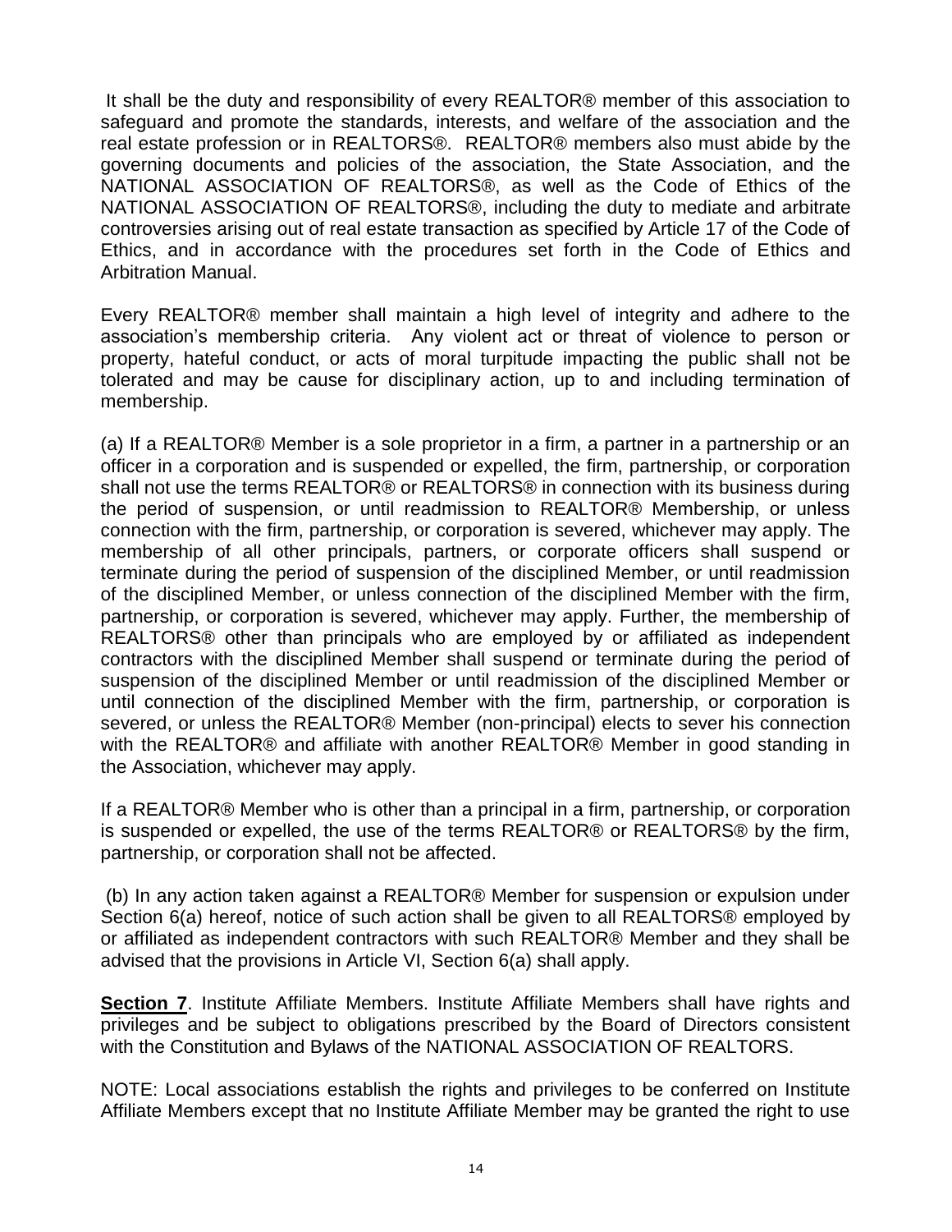It shall be the duty and responsibility of every REALTOR® member of this association to safeguard and promote the standards, interests, and welfare of the association and the real estate profession or in REALTORS®. REALTOR® members also must abide by the governing documents and policies of the association, the State Association, and the NATIONAL ASSOCIATION OF REALTORS®, as well as the Code of Ethics of the NATIONAL ASSOCIATION OF REALTORS®, including the duty to mediate and arbitrate controversies arising out of real estate transaction as specified by Article 17 of the Code of Ethics, and in accordance with the procedures set forth in the Code of Ethics and Arbitration Manual.

Every REALTOR® member shall maintain a high level of integrity and adhere to the association's membership criteria. Any violent act or threat of violence to person or property, hateful conduct, or acts of moral turpitude impacting the public shall not be tolerated and may be cause for disciplinary action, up to and including termination of membership.

(a) If a REALTOR® Member is a sole proprietor in a firm, a partner in a partnership or an officer in a corporation and is suspended or expelled, the firm, partnership, or corporation shall not use the terms REALTOR® or REALTORS® in connection with its business during the period of suspension, or until readmission to REALTOR® Membership, or unless connection with the firm, partnership, or corporation is severed, whichever may apply. The membership of all other principals, partners, or corporate officers shall suspend or terminate during the period of suspension of the disciplined Member, or until readmission of the disciplined Member, or unless connection of the disciplined Member with the firm, partnership, or corporation is severed, whichever may apply. Further, the membership of REALTORS® other than principals who are employed by or affiliated as independent contractors with the disciplined Member shall suspend or terminate during the period of suspension of the disciplined Member or until readmission of the disciplined Member or until connection of the disciplined Member with the firm, partnership, or corporation is severed, or unless the REALTOR® Member (non-principal) elects to sever his connection with the REALTOR® and affiliate with another REALTOR® Member in good standing in the Association, whichever may apply.

If a REALTOR® Member who is other than a principal in a firm, partnership, or corporation is suspended or expelled, the use of the terms REALTOR® or REALTORS® by the firm, partnership, or corporation shall not be affected.

(b) In any action taken against a REALTOR® Member for suspension or expulsion under Section 6(a) hereof, notice of such action shall be given to all REALTORS® employed by or affiliated as independent contractors with such REALTOR® Member and they shall be advised that the provisions in Article VI, Section 6(a) shall apply.

**Section 7**. Institute Affiliate Members. Institute Affiliate Members shall have rights and privileges and be subject to obligations prescribed by the Board of Directors consistent with the Constitution and Bylaws of the NATIONAL ASSOCIATION OF REALTORS.

NOTE: Local associations establish the rights and privileges to be conferred on Institute Affiliate Members except that no Institute Affiliate Member may be granted the right to use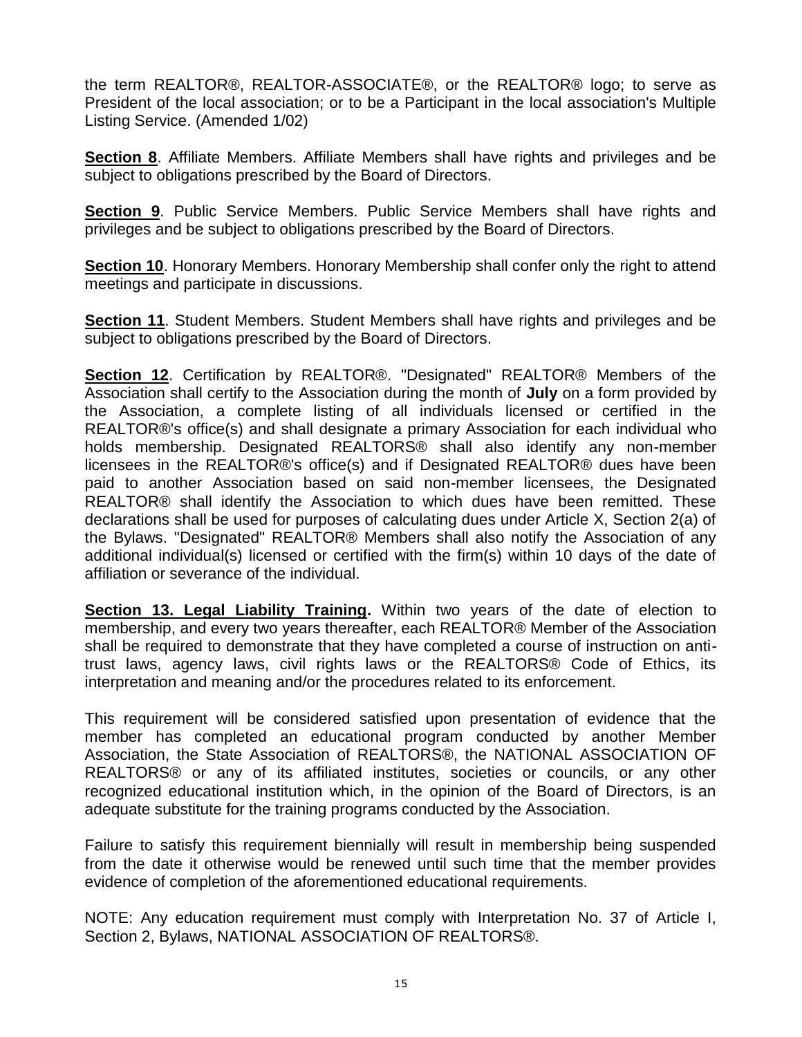the term REALTOR®, REALTOR-ASSOCIATE®, or the REALTOR® logo; to serve as President of the local association; or to be a Participant in the local association's Multiple Listing Service. (Amended 1/02)

**Section 8**. Affiliate Members. Affiliate Members shall have rights and privileges and be subject to obligations prescribed by the Board of Directors.

**Section 9**. Public Service Members. Public Service Members shall have rights and privileges and be subject to obligations prescribed by the Board of Directors.

**Section 10**. Honorary Members. Honorary Membership shall confer only the right to attend meetings and participate in discussions.

**Section 11**. Student Members. Student Members shall have rights and privileges and be subject to obligations prescribed by the Board of Directors.

**Section 12**. Certification by REALTOR®. "Designated" REALTOR® Members of the Association shall certify to the Association during the month of **July** on a form provided by the Association, a complete listing of all individuals licensed or certified in the REALTOR®'s office(s) and shall designate a primary Association for each individual who holds membership. Designated REALTORS® shall also identify any non-member licensees in the REALTOR®'s office(s) and if Designated REALTOR® dues have been paid to another Association based on said non-member licensees, the Designated REALTOR® shall identify the Association to which dues have been remitted. These declarations shall be used for purposes of calculating dues under Article X, Section 2(a) of the Bylaws. "Designated" REALTOR® Members shall also notify the Association of any additional individual(s) licensed or certified with the firm(s) within 10 days of the date of affiliation or severance of the individual.

**Section 13. Legal Liability Training.** Within two years of the date of election to membership, and every two years thereafter, each REALTOR® Member of the Association shall be required to demonstrate that they have completed a course of instruction on anti-trust laws, agency laws, civil rights laws or the REALTORS® Code of Ethics, its interpretation and meaning and/or the procedures related to its enforcement.

This requirement will be considered satisfied upon presentation of evidence that the member has completed an educational program conducted by another Member Association, the State Association of REALTORS®, the NATIONAL ASSOCIATION OF REALTORS® or any of its affiliated institutes, societies or councils, or any other recognized educational institution which, in the opinion of the Board of Directors, is an adequate substitute for the training programs conducted by the Association.

Failure to satisfy this requirement biennially will result in membership being suspended from the date it otherwise would be renewed until such time that the member provides evidence of completion of the aforementioned educational requirements.

NOTE: Any education requirement must comply with Interpretation No. 37 of Article I, Section 2, Bylaws, NATIONAL ASSOCIATION OF REALTORS®.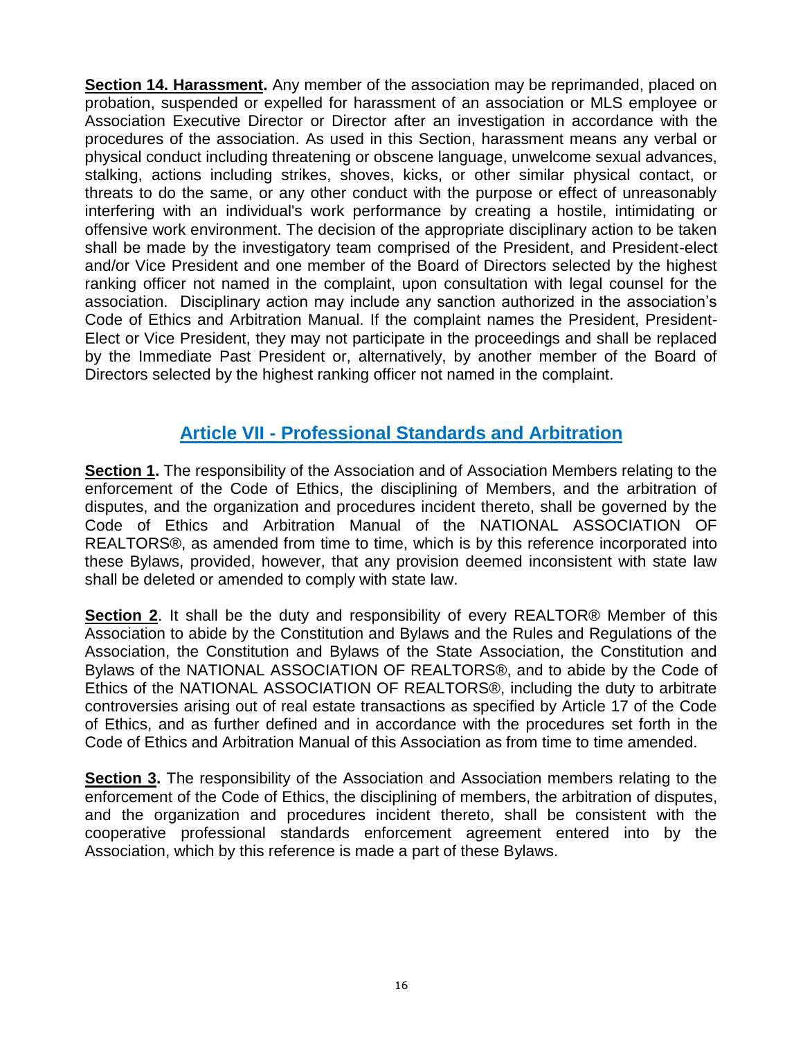**Section 14. Harassment.** Any member of the association may be reprimanded, placed on probation, suspended or expelled for harassment of an association or MLS employee or Association Executive Director or Director after an investigation in accordance with the procedures of the association. As used in this Section, harassment means any verbal or physical conduct including threatening or obscene language, unwelcome sexual advances, stalking, actions including strikes, shoves, kicks, or other similar physical contact, or threats to do the same, or any other conduct with the purpose or effect of unreasonably interfering with an individual's work performance by creating a hostile, intimidating or offensive work environment. The decision of the appropriate disciplinary action to be taken shall be made by the investigatory team comprised of the President, and President-elect and/or Vice President and one member of the Board of Directors selected by the highest ranking officer not named in the complaint, upon consultation with legal counsel for the association. Disciplinary action may include any sanction authorized in the association's Code of Ethics and Arbitration Manual. If the complaint names the President, President-Elect or Vice President, they may not participate in the proceedings and shall be replaced by the Immediate Past President or, alternatively, by another member of the Board of Directors selected by the highest ranking officer not named in the complaint.

## Article VII - Professional Standards and Arbitration

**Section 1.** The responsibility of the Association and of Association Members relating to the enforcement of the Code of Ethics, the disciplining of Members, and the arbitration of disputes, and the organization and procedures incident thereto, shall be governed by the Code of Ethics and Arbitration Manual of the NATIONAL ASSOCIATION OF REALTORS®, as amended from time to time, which is by this reference incorporated into these Bylaws, provided, however, that any provision deemed inconsistent with state law shall be deleted or amended to comply with state law.

**Section 2**. It shall be the duty and responsibility of every REALTOR® Member of this Association to abide by the Constitution and Bylaws and the Rules and Regulations of the Association, the Constitution and Bylaws of the State Association, the Constitution and Bylaws of the NATIONAL ASSOCIATION OF REALTORS®, and to abide by the Code of Ethics of the NATIONAL ASSOCIATION OF REALTORS®, including the duty to arbitrate controversies arising out of real estate transactions as specified by Article 17 of the Code of Ethics, and as further defined and in accordance with the procedures set forth in the Code of Ethics and Arbitration Manual of this Association as from time to time amended.

**Section 3.** The responsibility of the Association and Association members relating to the enforcement of the Code of Ethics, the disciplining of members, the arbitration of disputes, and the organization and procedures incident thereto, shall be consistent with the cooperative professional standards enforcement agreement entered into by the Association, which by this reference is made a part of these Bylaws.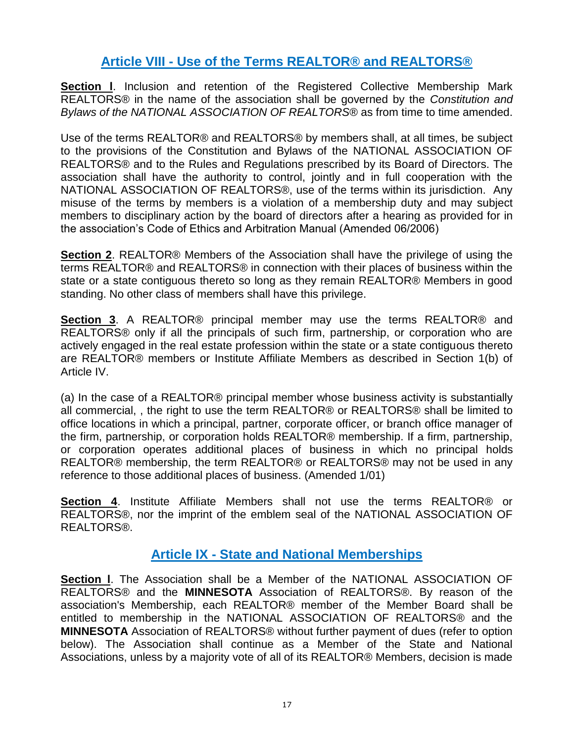## Article VIII - Use of the Terms REALTOR® and REALTORS®

**Section l**. Inclusion and retention of the Registered Collective Membership Mark REALTORS® in the name of the association shall be governed by the *Constitution and Bylaws of the NATIONAL ASSOCIATION OF REALTORS®* as from time to time amended.

Use of the terms REALTOR® and REALTORS® by members shall, at all times, be subject to the provisions of the Constitution and Bylaws of the NATIONAL ASSOCIATION OF REALTORS® and to the Rules and Regulations prescribed by its Board of Directors. The association shall have the authority to control, jointly and in full cooperation with the NATIONAL ASSOCIATION OF REALTORS®, use of the terms within its jurisdiction. Any misuse of the terms by members is a violation of a membership duty and may subject members to disciplinary action by the board of directors after a hearing as provided for in the association's Code of Ethics and Arbitration Manual (Amended 06/2006)

**Section 2**. REALTOR® Members of the Association shall have the privilege of using the terms REALTOR® and REALTORS® in connection with their places of business within the state or a state contiguous thereto so long as they remain REALTOR® Members in good standing. No other class of members shall have this privilege.

**Section 3**. A REALTOR® principal member may use the terms REALTOR® and REALTORS® only if all the principals of such firm, partnership, or corporation who are actively engaged in the real estate profession within the state or a state contiguous thereto are REALTOR® members or Institute Affiliate Members as described in Section 1(b) of Article IV.

(a) In the case of a REALTOR® principal member whose business activity is substantially all commercial, , the right to use the term REALTOR® or REALTORS® shall be limited to office locations in which a principal, partner, corporate officer, or branch office manager of the firm, partnership, or corporation holds REALTOR® membership. If a firm, partnership, or corporation operates additional places of business in which no principal holds REALTOR® membership, the term REALTOR® or REALTORS® may not be used in any reference to those additional places of business. (Amended 1/01)

**Section 4**. Institute Affiliate Members shall not use the terms REALTOR® or REALTORS®, nor the imprint of the emblem seal of the NATIONAL ASSOCIATION OF REALTORS®.

## Article IX - State and National Memberships

**Section l**. The Association shall be a Member of the NATIONAL ASSOCIATION OF REALTORS® and the **MINNESOTA** Association of REALTORS®. By reason of the association's Membership, each REALTOR® member of the Member Board shall be entitled to membership in the NATIONAL ASSOCIATION OF REALTORS® and the **MINNESOTA** Association of REALTORS® without further payment of dues (refer to option below). The Association shall continue as a Member of the State and National Associations, unless by a majority vote of all of its REALTOR® Members, decision is made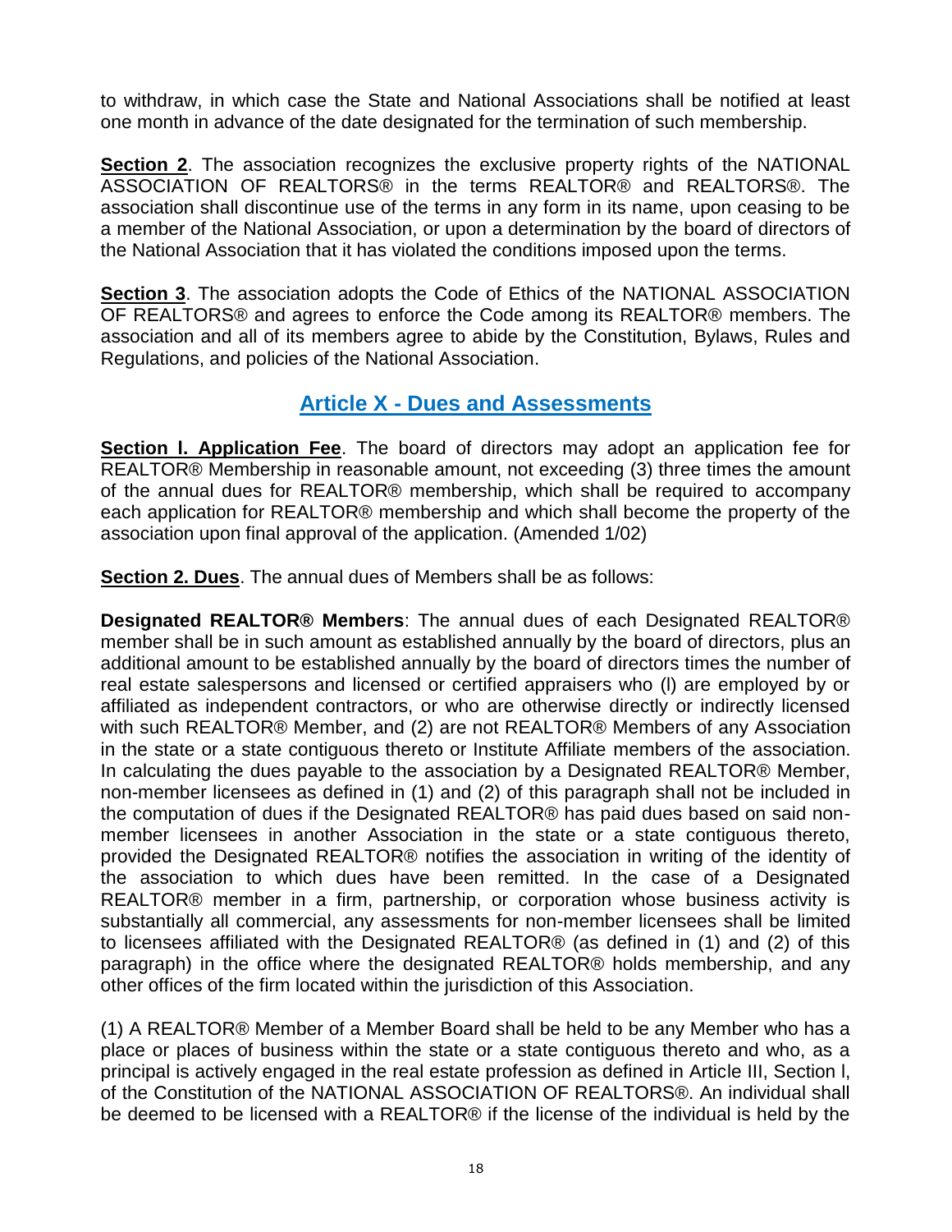to withdraw, in which case the State and National Associations shall be notified at least one month in advance of the date designated for the termination of such membership.

**Section 2**. The association recognizes the exclusive property rights of the NATIONAL ASSOCIATION OF REALTORS® in the terms REALTOR® and REALTORS®. The association shall discontinue use of the terms in any form in its name, upon ceasing to be a member of the National Association, or upon a determination by the board of directors of the National Association that it has violated the conditions imposed upon the terms.

**Section 3**. The association adopts the Code of Ethics of the NATIONAL ASSOCIATION OF REALTORS® and agrees to enforce the Code among its REALTOR® members. The association and all of its members agree to abide by the Constitution, Bylaws, Rules and Regulations, and policies of the National Association.

## Article X - Dues and Assessments

**Section l. Application Fee**. The board of directors may adopt an application fee for REALTOR® Membership in reasonable amount, not exceeding (3) three times the amount of the annual dues for REALTOR® membership, which shall be required to accompany each application for REALTOR® membership and which shall become the property of the association upon final approval of the application. (Amended 1/02)

**Section 2. Dues**. The annual dues of Members shall be as follows:

**Designated REALTOR® Members**: The annual dues of each Designated REALTOR® member shall be in such amount as established annually by the board of directors, plus an additional amount to be established annually by the board of directors times the number of real estate salespersons and licensed or certified appraisers who (l) are employed by or affiliated as independent contractors, or who are otherwise directly or indirectly licensed with such REALTOR® Member, and (2) are not REALTOR® Members of any Association in the state or a state contiguous thereto or Institute Affiliate members of the association. In calculating the dues payable to the association by a Designated REALTOR® Member, non-member licensees as defined in (1) and (2) of this paragraph shall not be included in the computation of dues if the Designated REALTOR® has paid dues based on said non-member licensees in another Association in the state or a state contiguous thereto, provided the Designated REALTOR® notifies the association in writing of the identity of the association to which dues have been remitted. In the case of a Designated REALTOR® member in a firm, partnership, or corporation whose business activity is substantially all commercial, any assessments for non-member licensees shall be limited to licensees affiliated with the Designated REALTOR® (as defined in (1) and (2) of this paragraph) in the office where the designated REALTOR® holds membership, and any other offices of the firm located within the jurisdiction of this Association.

(1) A REALTOR® Member of a Member Board shall be held to be any Member who has a place or places of business within the state or a state contiguous thereto and who, as a principal is actively engaged in the real estate profession as defined in Article III, Section l, of the Constitution of the NATIONAL ASSOCIATION OF REALTORS®. An individual shall be deemed to be licensed with a REALTOR® if the license of the individual is held by the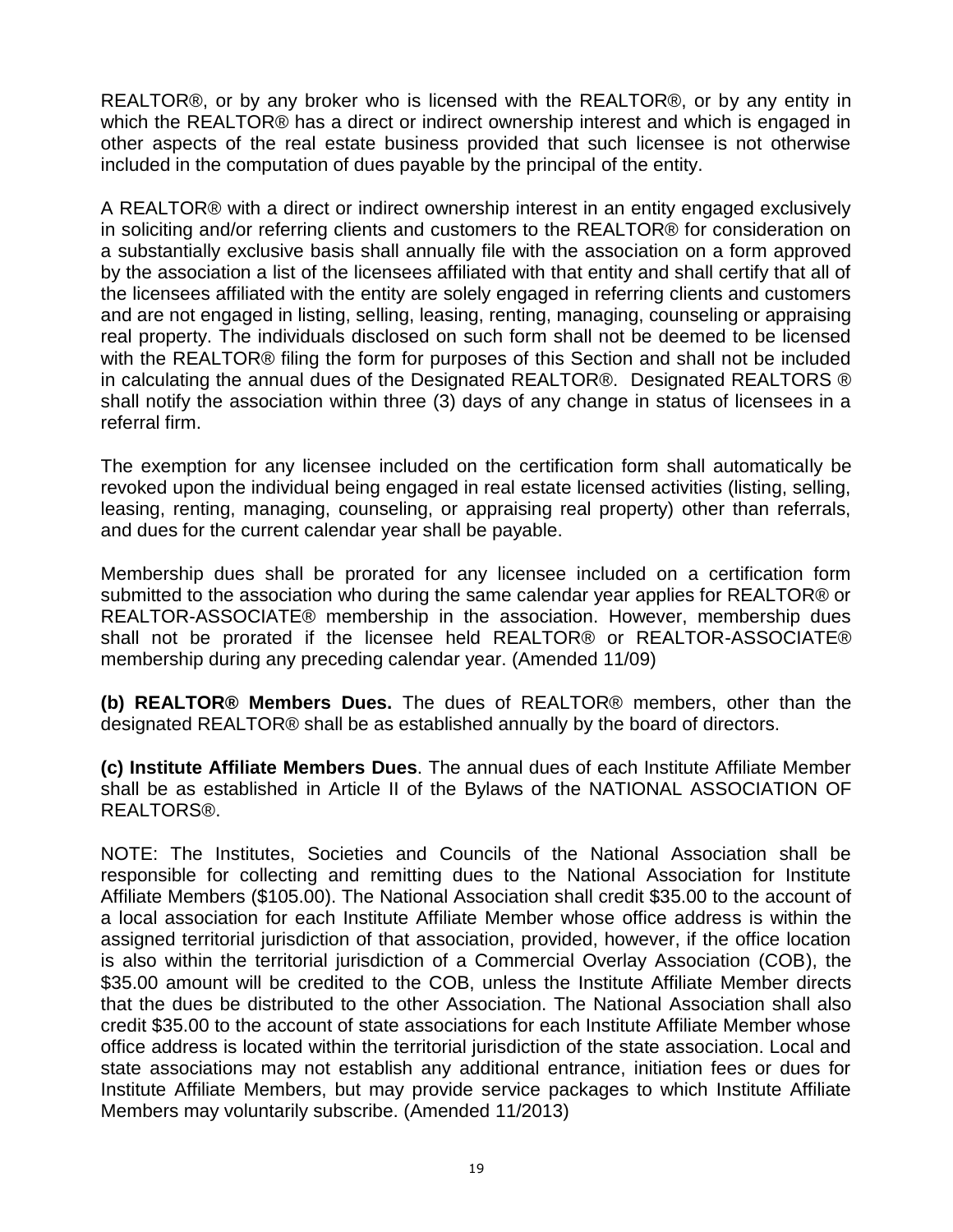REALTOR®, or by any broker who is licensed with the REALTOR®, or by any entity in which the REALTOR® has a direct or indirect ownership interest and which is engaged in other aspects of the real estate business provided that such licensee is not otherwise included in the computation of dues payable by the principal of the entity.

A REALTOR® with a direct or indirect ownership interest in an entity engaged exclusively in soliciting and/or referring clients and customers to the REALTOR® for consideration on a substantially exclusive basis shall annually file with the association on a form approved by the association a list of the licensees affiliated with that entity and shall certify that all of the licensees affiliated with the entity are solely engaged in referring clients and customers and are not engaged in listing, selling, leasing, renting, managing, counseling or appraising real property. The individuals disclosed on such form shall not be deemed to be licensed with the REALTOR® filing the form for purposes of this Section and shall not be included in calculating the annual dues of the Designated REALTOR®. Designated REALTORS ® shall notify the association within three (3) days of any change in status of licensees in a referral firm.

The exemption for any licensee included on the certification form shall automatically be revoked upon the individual being engaged in real estate licensed activities (listing, selling, leasing, renting, managing, counseling, or appraising real property) other than referrals, and dues for the current calendar year shall be payable.

Membership dues shall be prorated for any licensee included on a certification form submitted to the association who during the same calendar year applies for REALTOR® or REALTOR-ASSOCIATE® membership in the association. However, membership dues shall not be prorated if the licensee held REALTOR® or REALTOR-ASSOCIATE® membership during any preceding calendar year. (Amended 11/09)

**(b) REALTOR® Members Dues.** The dues of REALTOR® members, other than the designated REALTOR® shall be as established annually by the board of directors.

**(c) Institute Affiliate Members Dues**. The annual dues of each Institute Affiliate Member shall be as established in Article II of the Bylaws of the NATIONAL ASSOCIATION OF REALTORS®.

NOTE: The Institutes, Societies and Councils of the National Association shall be responsible for collecting and remitting dues to the National Association for Institute Affiliate Members ($105.00). The National Association shall credit $35.00 to the account of a local association for each Institute Affiliate Member whose office address is within the assigned territorial jurisdiction of that association, provided, however, if the office location is also within the territorial jurisdiction of a Commercial Overlay Association (COB), the $35.00 amount will be credited to the COB, unless the Institute Affiliate Member directs that the dues be distributed to the other Association. The National Association shall also credit $35.00 to the account of state associations for each Institute Affiliate Member whose office address is located within the territorial jurisdiction of the state association. Local and state associations may not establish any additional entrance, initiation fees or dues for Institute Affiliate Members, but may provide service packages to which Institute Affiliate Members may voluntarily subscribe. (Amended 11/2013)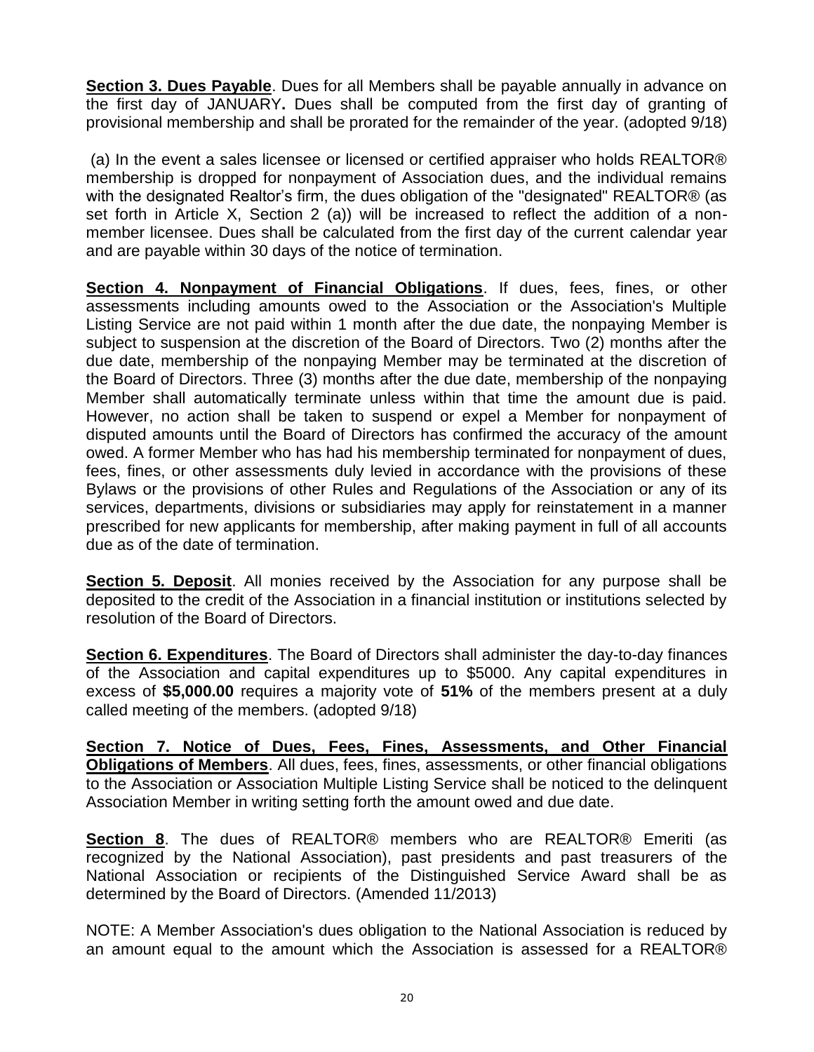**Section 3. Dues Payable**. Dues for all Members shall be payable annually in advance on the first day of JANUARY**.** Dues shall be computed from the first day of granting of provisional membership and shall be prorated for the remainder of the year. (adopted 9/18)

(a) In the event a sales licensee or licensed or certified appraiser who holds REALTOR® membership is dropped for nonpayment of Association dues, and the individual remains with the designated Realtor's firm, the dues obligation of the "designated" REALTOR® (as set forth in Article X, Section 2 (a)) will be increased to reflect the addition of a non-member licensee. Dues shall be calculated from the first day of the current calendar year and are payable within 30 days of the notice of termination.

**Section 4. Nonpayment of Financial Obligations**. If dues, fees, fines, or other assessments including amounts owed to the Association or the Association's Multiple Listing Service are not paid within 1 month after the due date, the nonpaying Member is subject to suspension at the discretion of the Board of Directors. Two (2) months after the due date, membership of the nonpaying Member may be terminated at the discretion of the Board of Directors. Three (3) months after the due date, membership of the nonpaying Member shall automatically terminate unless within that time the amount due is paid. However, no action shall be taken to suspend or expel a Member for nonpayment of disputed amounts until the Board of Directors has confirmed the accuracy of the amount owed. A former Member who has had his membership terminated for nonpayment of dues, fees, fines, or other assessments duly levied in accordance with the provisions of these Bylaws or the provisions of other Rules and Regulations of the Association or any of its services, departments, divisions or subsidiaries may apply for reinstatement in a manner prescribed for new applicants for membership, after making payment in full of all accounts due as of the date of termination.

**Section 5. Deposit**. All monies received by the Association for any purpose shall be deposited to the credit of the Association in a financial institution or institutions selected by resolution of the Board of Directors.

**Section 6. Expenditures**. The Board of Directors shall administer the day-to-day finances of the Association and capital expenditures up to $5000. Any capital expenditures in excess of **$5,000.00** requires a majority vote of **51%** of the members present at a duly called meeting of the members. (adopted 9/18)

**Section 7. Notice of Dues, Fees, Fines, Assessments, and Other Financial Obligations of Members**. All dues, fees, fines, assessments, or other financial obligations to the Association or Association Multiple Listing Service shall be noticed to the delinquent Association Member in writing setting forth the amount owed and due date.

**Section 8**. The dues of REALTOR® members who are REALTOR® Emeriti (as recognized by the National Association), past presidents and past treasurers of the National Association or recipients of the Distinguished Service Award shall be as determined by the Board of Directors. (Amended 11/2013)

NOTE: A Member Association's dues obligation to the National Association is reduced by an amount equal to the amount which the Association is assessed for a REALTOR®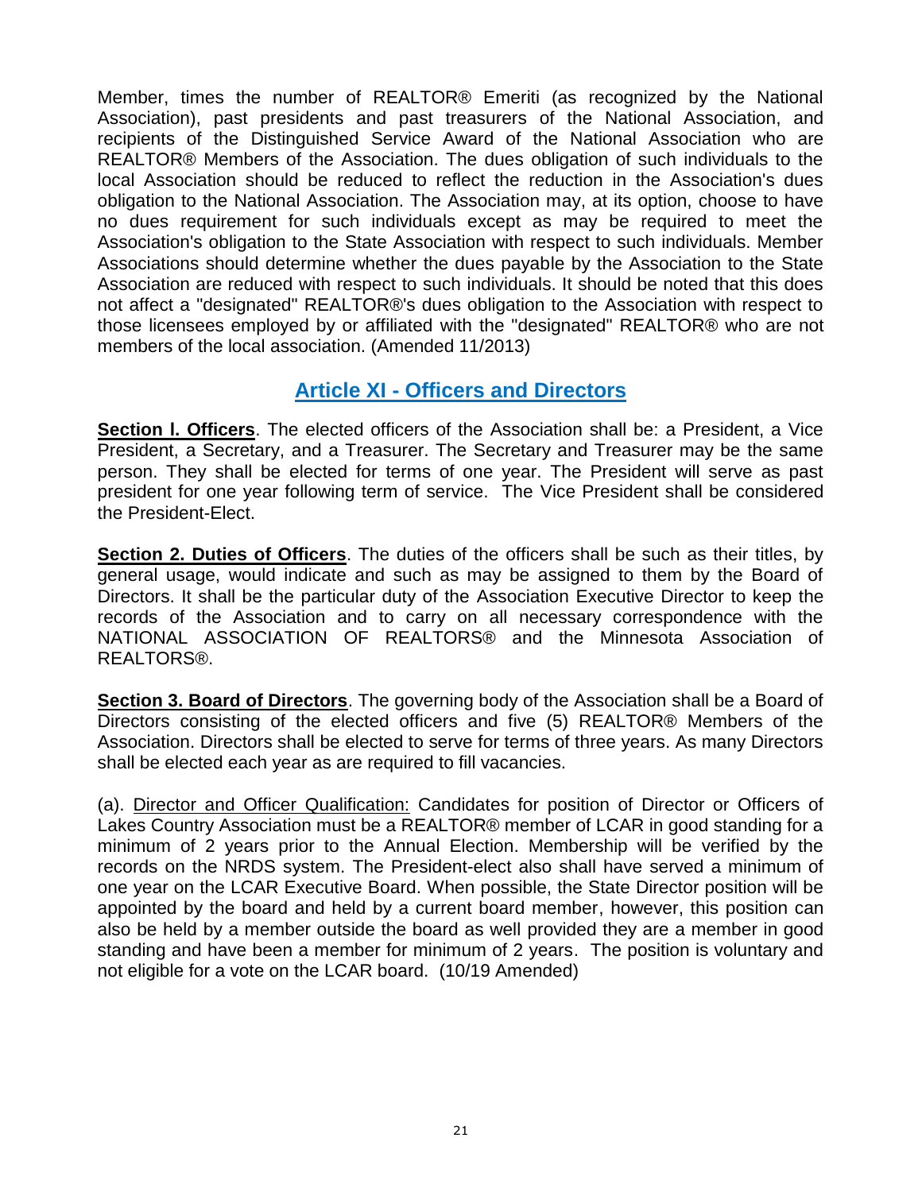Member, times the number of REALTOR® Emeriti (as recognized by the National Association), past presidents and past treasurers of the National Association, and recipients of the Distinguished Service Award of the National Association who are REALTOR® Members of the Association. The dues obligation of such individuals to the local Association should be reduced to reflect the reduction in the Association's dues obligation to the National Association. The Association may, at its option, choose to have no dues requirement for such individuals except as may be required to meet the Association's obligation to the State Association with respect to such individuals. Member Associations should determine whether the dues payable by the Association to the State Association are reduced with respect to such individuals. It should be noted that this does not affect a "designated" REALTOR®'s dues obligation to the Association with respect to those licensees employed by or affiliated with the "designated" REALTOR® who are not members of the local association. (Amended 11/2013)

## Article XI - Officers and Directors

**Section l. Officers**. The elected officers of the Association shall be: a President, a Vice President, a Secretary, and a Treasurer. The Secretary and Treasurer may be the same person. They shall be elected for terms of one year. The President will serve as past president for one year following term of service. The Vice President shall be considered the President-Elect.

**Section 2. Duties of Officers**. The duties of the officers shall be such as their titles, by general usage, would indicate and such as may be assigned to them by the Board of Directors. It shall be the particular duty of the Association Executive Director to keep the records of the Association and to carry on all necessary correspondence with the NATIONAL ASSOCIATION OF REALTORS® and the Minnesota Association of REALTORS®.

**Section 3. Board of Directors**. The governing body of the Association shall be a Board of Directors consisting of the elected officers and five (5) REALTOR® Members of the Association. Directors shall be elected to serve for terms of three years. As many Directors shall be elected each year as are required to fill vacancies.

(a). Director and Officer Qualification: Candidates for position of Director or Officers of Lakes Country Association must be a REALTOR® member of LCAR in good standing for a minimum of 2 years prior to the Annual Election. Membership will be verified by the records on the NRDS system. The President-elect also shall have served a minimum of one year on the LCAR Executive Board. When possible, the State Director position will be appointed by the board and held by a current board member, however, this position can also be held by a member outside the board as well provided they are a member in good standing and have been a member for minimum of 2 years. The position is voluntary and not eligible for a vote on the LCAR board. (10/19 Amended)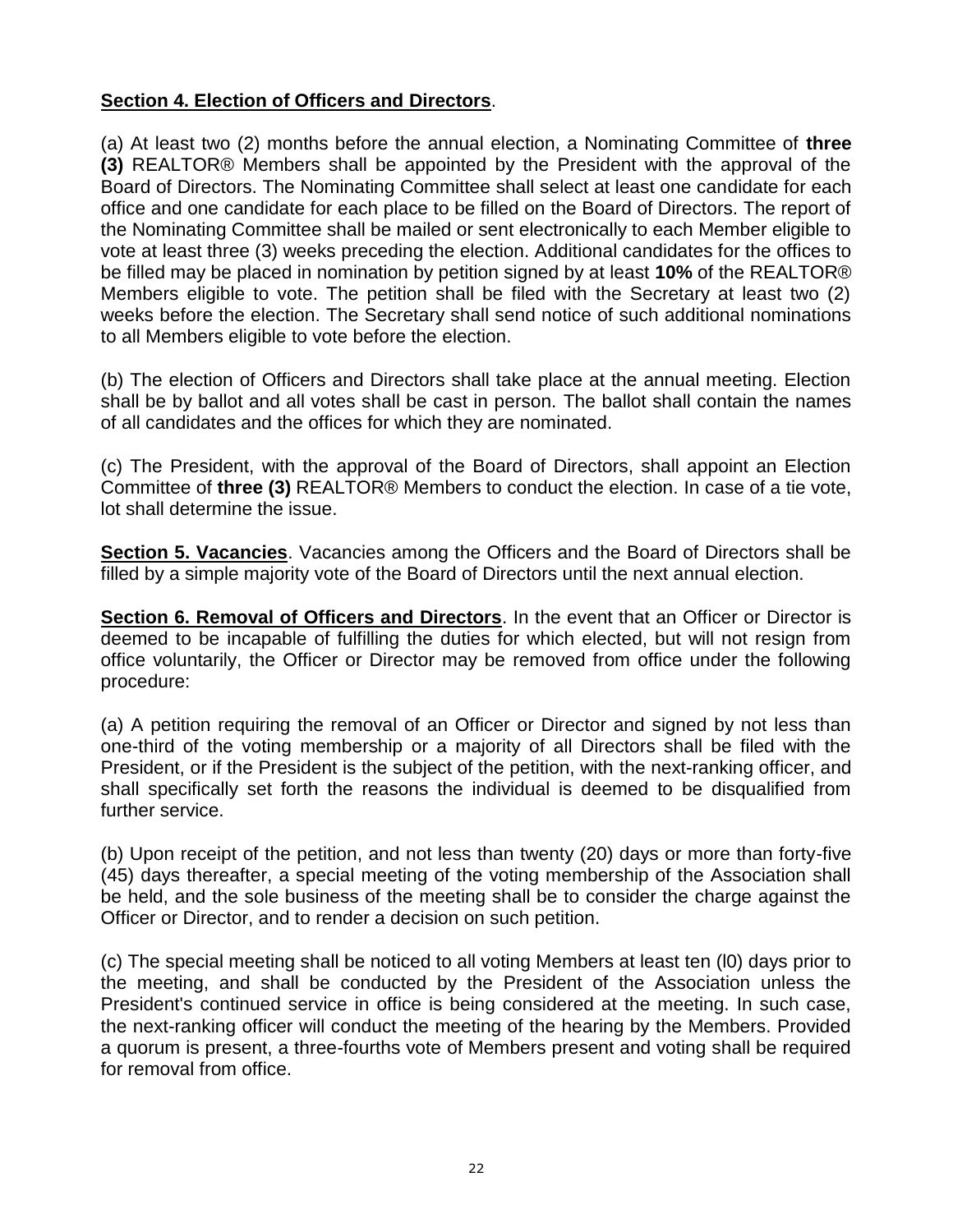**<u>Section 4. Election of Officers and Directors</u>**.

(a) At least two (2) months before the annual election, a Nominating Committee of **three (3)** REALTOR® Members shall be appointed by the President with the approval of the Board of Directors. The Nominating Committee shall select at least one candidate for each office and one candidate for each place to be filled on the Board of Directors. The report of the Nominating Committee shall be mailed or sent electronically to each Member eligible to vote at least three (3) weeks preceding the election. Additional candidates for the offices to be filled may be placed in nomination by petition signed by at least **10%** of the REALTOR® Members eligible to vote. The petition shall be filed with the Secretary at least two (2) weeks before the election. The Secretary shall send notice of such additional nominations to all Members eligible to vote before the election.

(b) The election of Officers and Directors shall take place at the annual meeting. Election shall be by ballot and all votes shall be cast in person. The ballot shall contain the names of all candidates and the offices for which they are nominated.

(c) The President, with the approval of the Board of Directors, shall appoint an Election Committee of **three (3)** REALTOR® Members to conduct the election. In case of a tie vote, lot shall determine the issue.

**<u>Section 5. Vacancies</u>**. Vacancies among the Officers and the Board of Directors shall be filled by a simple majority vote of the Board of Directors until the next annual election.

**<u>Section 6. Removal of Officers and Directors</u>**. In the event that an Officer or Director is deemed to be incapable of fulfilling the duties for which elected, but will not resign from office voluntarily, the Officer or Director may be removed from office under the following procedure:

(a) A petition requiring the removal of an Officer or Director and signed by not less than one-third of the voting membership or a majority of all Directors shall be filed with the President, or if the President is the subject of the petition, with the next-ranking officer, and shall specifically set forth the reasons the individual is deemed to be disqualified from further service.

(b) Upon receipt of the petition, and not less than twenty (20) days or more than forty-five (45) days thereafter, a special meeting of the voting membership of the Association shall be held, and the sole business of the meeting shall be to consider the charge against the Officer or Director, and to render a decision on such petition.

(c) The special meeting shall be noticed to all voting Members at least ten (l0) days prior to the meeting, and shall be conducted by the President of the Association unless the President's continued service in office is being considered at the meeting. In such case, the next-ranking officer will conduct the meeting of the hearing by the Members. Provided a quorum is present, a three-fourths vote of Members present and voting shall be required for removal from office.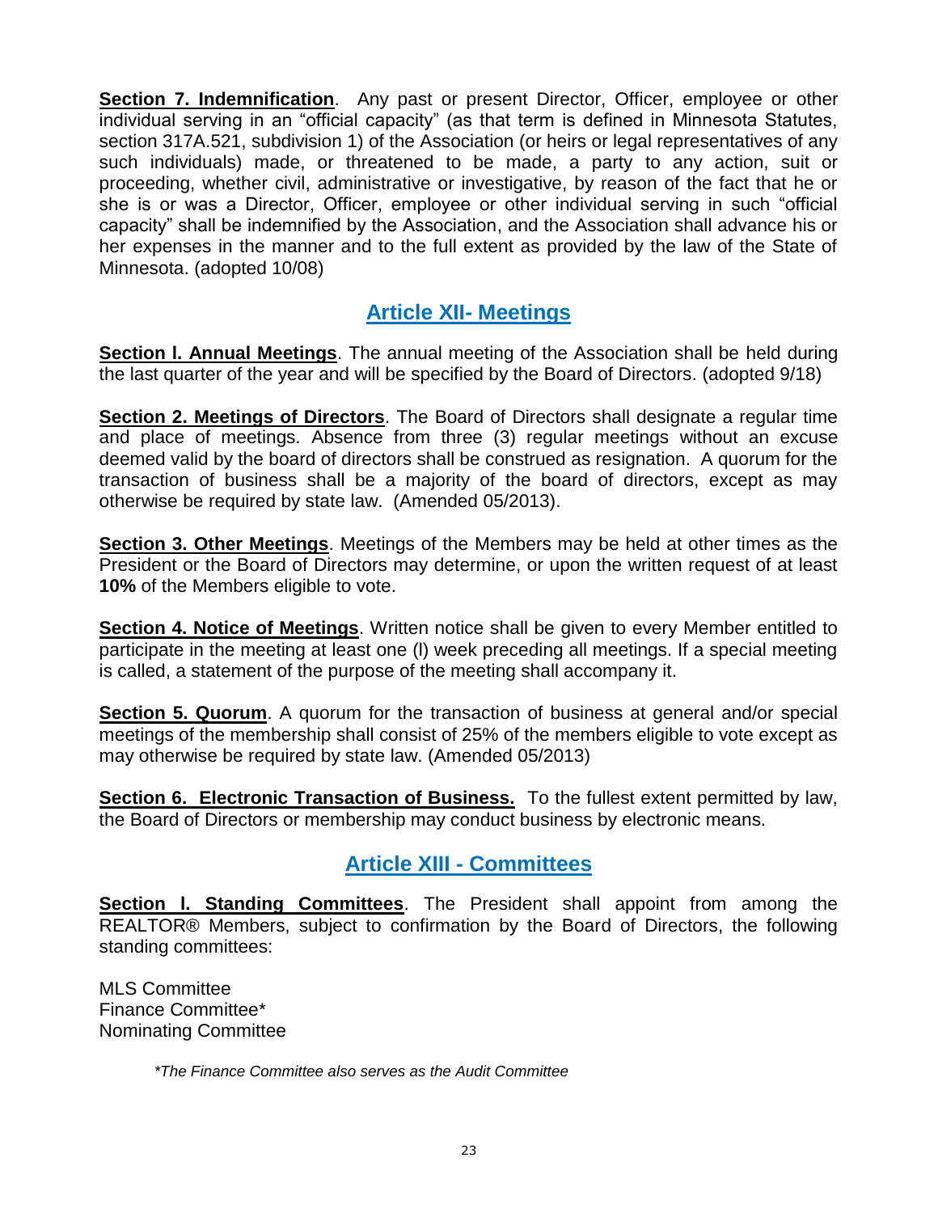**Section 7. Indemnification**. Any past or present Director, Officer, employee or other individual serving in an "official capacity" (as that term is defined in Minnesota Statutes, section 317A.521, subdivision 1) of the Association (or heirs or legal representatives of any such individuals) made, or threatened to be made, a party to any action, suit or proceeding, whether civil, administrative or investigative, by reason of the fact that he or she is or was a Director, Officer, employee or other individual serving in such "official capacity" shall be indemnified by the Association, and the Association shall advance his or her expenses in the manner and to the full extent as provided by the law of the State of Minnesota. (adopted 10/08)

## Article XII- Meetings

**Section l. Annual Meetings**. The annual meeting of the Association shall be held during the last quarter of the year and will be specified by the Board of Directors. (adopted 9/18)

**Section 2. Meetings of Directors**. The Board of Directors shall designate a regular time and place of meetings. Absence from three (3) regular meetings without an excuse deemed valid by the board of directors shall be construed as resignation. A quorum for the transaction of business shall be a majority of the board of directors, except as may otherwise be required by state law. (Amended 05/2013).

**Section 3. Other Meetings**. Meetings of the Members may be held at other times as the President or the Board of Directors may determine, or upon the written request of at least **10%** of the Members eligible to vote.

**Section 4. Notice of Meetings**. Written notice shall be given to every Member entitled to participate in the meeting at least one (l) week preceding all meetings. If a special meeting is called, a statement of the purpose of the meeting shall accompany it.

**Section 5. Quorum**. A quorum for the transaction of business at general and/or special meetings of the membership shall consist of 25% of the members eligible to vote except as may otherwise be required by state law. (Amended 05/2013)

**Section 6. Electronic Transaction of Business.** To the fullest extent permitted by law, the Board of Directors or membership may conduct business by electronic means.

## Article XIII - Committees

**Section l. Standing Committees**. The President shall appoint from among the REALTOR® Members, subject to confirmation by the Board of Directors, the following standing committees:

MLS Committee
Finance Committee*
Nominating Committee

*\*The Finance Committee also serves as the Audit Committee*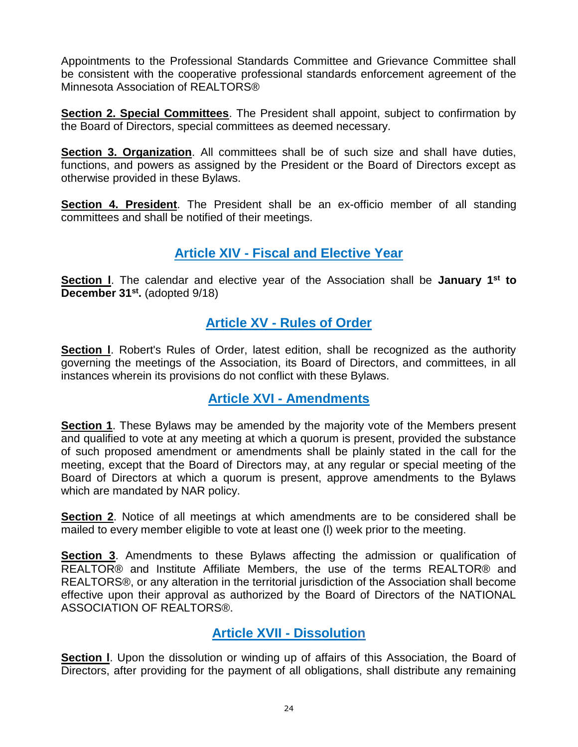Appointments to the Professional Standards Committee and Grievance Committee shall be consistent with the cooperative professional standards enforcement agreement of the Minnesota Association of REALTORS®

**Section 2. Special Committees**. The President shall appoint, subject to confirmation by the Board of Directors, special committees as deemed necessary.

**Section 3. Organization**. All committees shall be of such size and shall have duties, functions, and powers as assigned by the President or the Board of Directors except as otherwise provided in these Bylaws.

**Section 4. President**. The President shall be an ex-officio member of all standing committees and shall be notified of their meetings.

## Article XIV - Fiscal and Elective Year

**Section l**. The calendar and elective year of the Association shall be **January 1st to December 31st.** (adopted 9/18)

## Article XV - Rules of Order

**Section l**. Robert's Rules of Order, latest edition, shall be recognized as the authority governing the meetings of the Association, its Board of Directors, and committees, in all instances wherein its provisions do not conflict with these Bylaws.

## Article XVI - Amendments

**Section 1**. These Bylaws may be amended by the majority vote of the Members present and qualified to vote at any meeting at which a quorum is present, provided the substance of such proposed amendment or amendments shall be plainly stated in the call for the meeting, except that the Board of Directors may, at any regular or special meeting of the Board of Directors at which a quorum is present, approve amendments to the Bylaws which are mandated by NAR policy.

**Section 2**. Notice of all meetings at which amendments are to be considered shall be mailed to every member eligible to vote at least one (l) week prior to the meeting.

**Section 3**. Amendments to these Bylaws affecting the admission or qualification of REALTOR® and Institute Affiliate Members, the use of the terms REALTOR® and REALTORS®, or any alteration in the territorial jurisdiction of the Association shall become effective upon their approval as authorized by the Board of Directors of the NATIONAL ASSOCIATION OF REALTORS®.

## Article XVII - Dissolution

**Section l**. Upon the dissolution or winding up of affairs of this Association, the Board of Directors, after providing for the payment of all obligations, shall distribute any remaining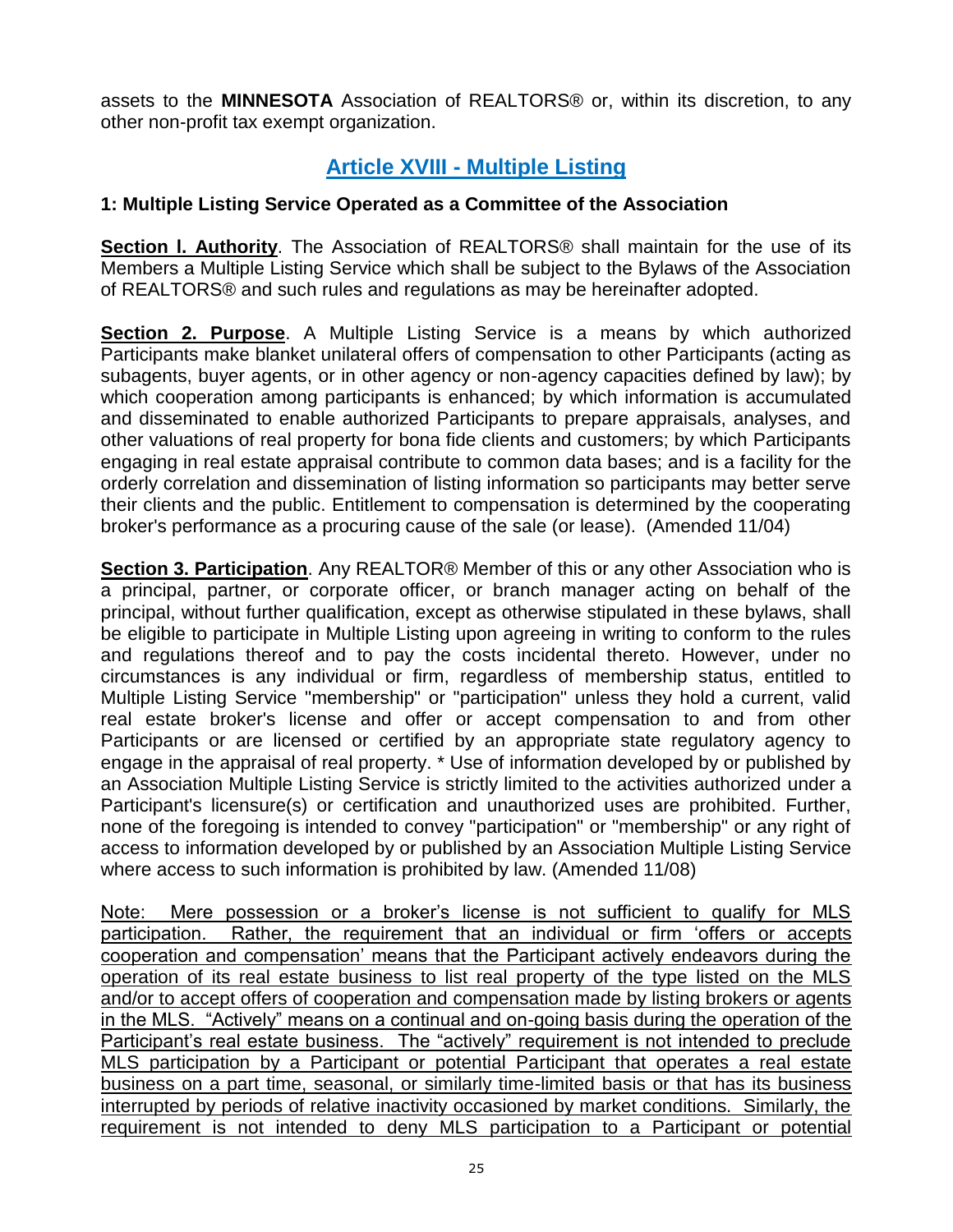assets to the **MINNESOTA** Association of REALTORS® or, within its discretion, to any other non-profit tax exempt organization.

## Article XVIII - Multiple Listing

### 1: Multiple Listing Service Operated as a Committee of the Association

**Section l. Authority**. The Association of REALTORS® shall maintain for the use of its Members a Multiple Listing Service which shall be subject to the Bylaws of the Association of REALTORS® and such rules and regulations as may be hereinafter adopted.

**Section 2. Purpose**. A Multiple Listing Service is a means by which authorized Participants make blanket unilateral offers of compensation to other Participants (acting as subagents, buyer agents, or in other agency or non-agency capacities defined by law); by which cooperation among participants is enhanced; by which information is accumulated and disseminated to enable authorized Participants to prepare appraisals, analyses, and other valuations of real property for bona fide clients and customers; by which Participants engaging in real estate appraisal contribute to common data bases; and is a facility for the orderly correlation and dissemination of listing information so participants may better serve their clients and the public. Entitlement to compensation is determined by the cooperating broker's performance as a procuring cause of the sale (or lease). (Amended 11/04)

**Section 3. Participation**. Any REALTOR® Member of this or any other Association who is a principal, partner, or corporate officer, or branch manager acting on behalf of the principal, without further qualification, except as otherwise stipulated in these bylaws, shall be eligible to participate in Multiple Listing upon agreeing in writing to conform to the rules and regulations thereof and to pay the costs incidental thereto. However, under no circumstances is any individual or firm, regardless of membership status, entitled to Multiple Listing Service "membership" or "participation" unless they hold a current, valid real estate broker's license and offer or accept compensation to and from other Participants or are licensed or certified by an appropriate state regulatory agency to engage in the appraisal of real property. * Use of information developed by or published by an Association Multiple Listing Service is strictly limited to the activities authorized under a Participant's licensure(s) or certification and unauthorized uses are prohibited. Further, none of the foregoing is intended to convey "participation" or "membership" or any right of access to information developed by or published by an Association Multiple Listing Service where access to such information is prohibited by law. (Amended 11/08)

<u>Note: Mere possession or a broker's license is not sufficient to qualify for MLS participation. Rather, the requirement that an individual or firm 'offers or accepts cooperation and compensation' means that the Participant actively endeavors during the operation of its real estate business to list real property of the type listed on the MLS and/or to accept offers of cooperation and compensation made by listing brokers or agents in the MLS. "Actively" means on a continual and on-going basis during the operation of the Participant's real estate business. The "actively" requirement is not intended to preclude MLS participation by a Participant or potential Participant that operates a real estate business on a part time, seasonal, or similarly time-limited basis or that has its business interrupted by periods of relative inactivity occasioned by market conditions. Similarly, the requirement is not intended to deny MLS participation to a Participant or potential</u>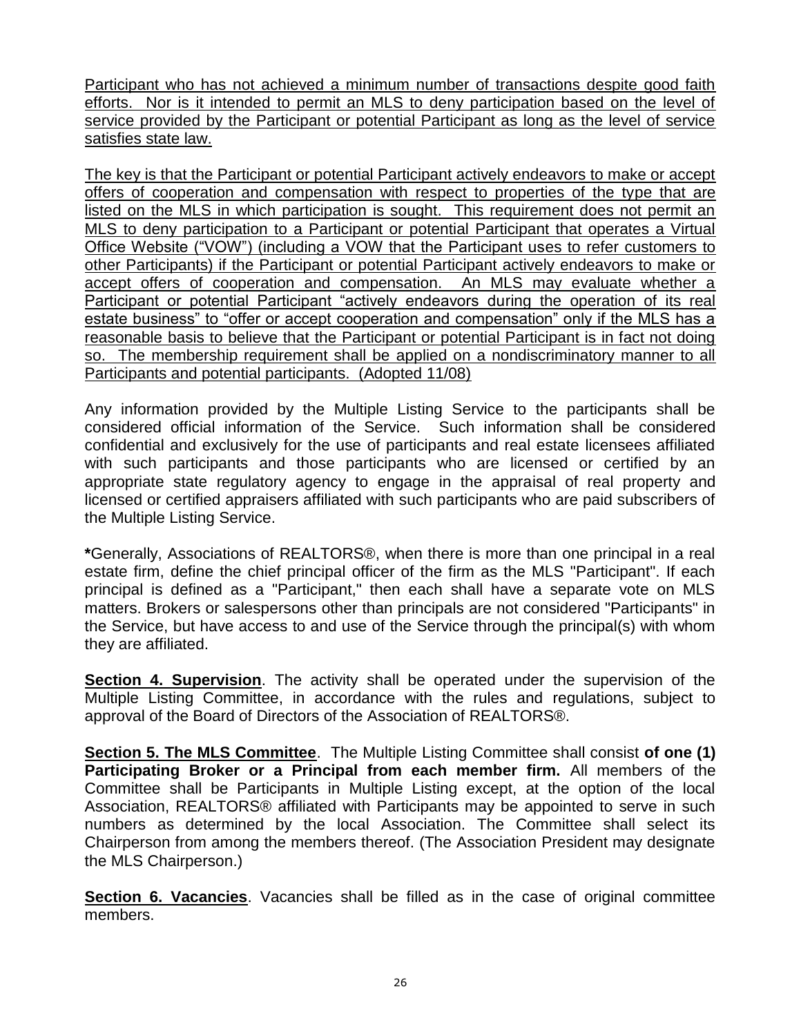<u>Participant who has not achieved a minimum number of transactions despite good faith efforts. Nor is it intended to permit an MLS to deny participation based on the level of service provided by the Participant or potential Participant as long as the level of service satisfies state law.</u>

<u>The key is that the Participant or potential Participant actively endeavors to make or accept offers of cooperation and compensation with respect to properties of the type that are listed on the MLS in which participation is sought. This requirement does not permit an MLS to deny participation to a Participant or potential Participant that operates a Virtual Office Website ("VOW") (including a VOW that the Participant uses to refer customers to other Participants) if the Participant or potential Participant actively endeavors to make or accept offers of cooperation and compensation. An MLS may evaluate whether a Participant or potential Participant "actively endeavors during the operation of its real estate business" to "offer or accept cooperation and compensation" only if the MLS has a reasonable basis to believe that the Participant or potential Participant is in fact not doing so. The membership requirement shall be applied on a nondiscriminatory manner to all Participants and potential participants. (Adopted 11/08)</u>

Any information provided by the Multiple Listing Service to the participants shall be considered official information of the Service. Such information shall be considered confidential and exclusively for the use of participants and real estate licensees affiliated with such participants and those participants who are licensed or certified by an appropriate state regulatory agency to engage in the appraisal of real property and licensed or certified appraisers affiliated with such participants who are paid subscribers of the Multiple Listing Service.

**\***Generally, Associations of REALTORS®, when there is more than one principal in a real estate firm, define the chief principal officer of the firm as the MLS "Participant". If each principal is defined as a "Participant," then each shall have a separate vote on MLS matters. Brokers or salespersons other than principals are not considered "Participants" in the Service, but have access to and use of the Service through the principal(s) with whom they are affiliated.

**<u>Section 4. Supervision</u>**. The activity shall be operated under the supervision of the Multiple Listing Committee, in accordance with the rules and regulations, subject to approval of the Board of Directors of the Association of REALTORS®.

**<u>Section 5. The MLS Committee</u>**. The Multiple Listing Committee shall consist **of one (1) Participating Broker or a Principal from each member firm.** All members of the Committee shall be Participants in Multiple Listing except, at the option of the local Association, REALTORS® affiliated with Participants may be appointed to serve in such numbers as determined by the local Association. The Committee shall select its Chairperson from among the members thereof. (The Association President may designate the MLS Chairperson.)

**<u>Section 6. Vacancies</u>**. Vacancies shall be filled as in the case of original committee members.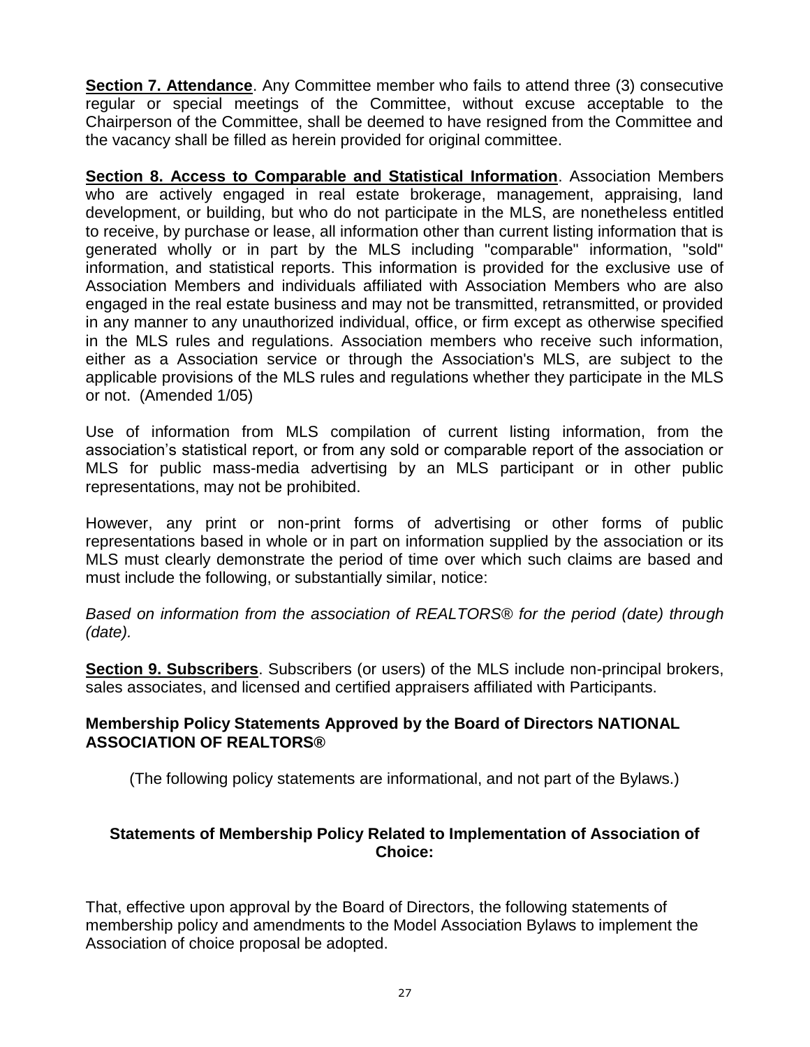**Section 7. Attendance**. Any Committee member who fails to attend three (3) consecutive regular or special meetings of the Committee, without excuse acceptable to the Chairperson of the Committee, shall be deemed to have resigned from the Committee and the vacancy shall be filled as herein provided for original committee.

**Section 8. Access to Comparable and Statistical Information**. Association Members who are actively engaged in real estate brokerage, management, appraising, land development, or building, but who do not participate in the MLS, are nonetheless entitled to receive, by purchase or lease, all information other than current listing information that is generated wholly or in part by the MLS including "comparable" information, "sold" information, and statistical reports. This information is provided for the exclusive use of Association Members and individuals affiliated with Association Members who are also engaged in the real estate business and may not be transmitted, retransmitted, or provided in any manner to any unauthorized individual, office, or firm except as otherwise specified in the MLS rules and regulations. Association members who receive such information, either as a Association service or through the Association's MLS, are subject to the applicable provisions of the MLS rules and regulations whether they participate in the MLS or not. (Amended 1/05)

Use of information from MLS compilation of current listing information, from the association's statistical report, or from any sold or comparable report of the association or MLS for public mass-media advertising by an MLS participant or in other public representations, may not be prohibited.

However, any print or non-print forms of advertising or other forms of public representations based in whole or in part on information supplied by the association or its MLS must clearly demonstrate the period of time over which such claims are based and must include the following, or substantially similar, notice:

*Based on information from the association of REALTORS® for the period (date) through (date).*

**Section 9. Subscribers**. Subscribers (or users) of the MLS include non-principal brokers, sales associates, and licensed and certified appraisers affiliated with Participants.

**Membership Policy Statements Approved by the Board of Directors NATIONAL ASSOCIATION OF REALTORS®**

(The following policy statements are informational, and not part of the Bylaws.)

**Statements of Membership Policy Related to Implementation of Association of Choice:**

That, effective upon approval by the Board of Directors, the following statements of membership policy and amendments to the Model Association Bylaws to implement the Association of choice proposal be adopted.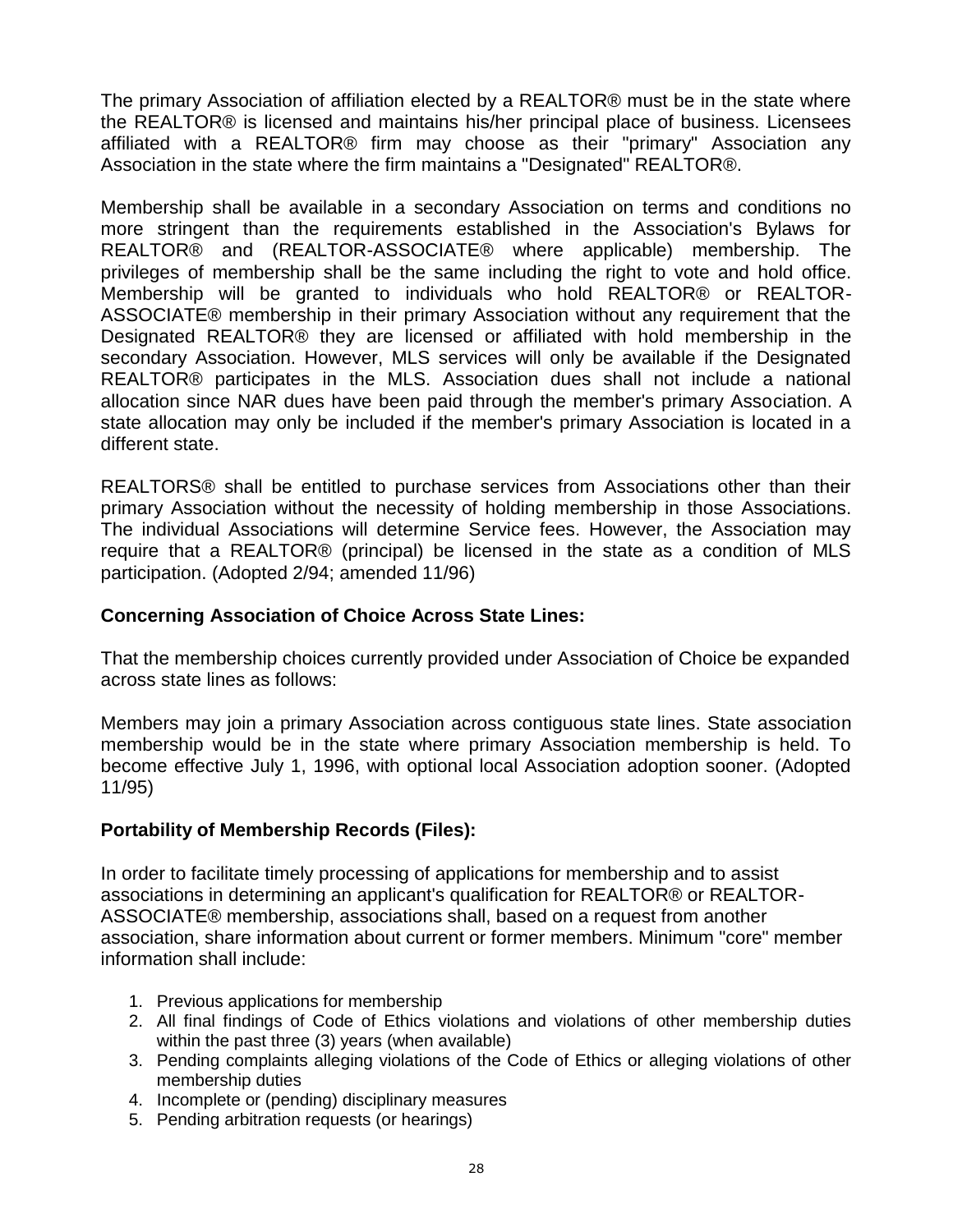The primary Association of affiliation elected by a REALTOR® must be in the state where the REALTOR® is licensed and maintains his/her principal place of business. Licensees affiliated with a REALTOR® firm may choose as their "primary" Association any Association in the state where the firm maintains a "Designated" REALTOR®.

Membership shall be available in a secondary Association on terms and conditions no more stringent than the requirements established in the Association's Bylaws for REALTOR® and (REALTOR-ASSOCIATE® where applicable) membership. The privileges of membership shall be the same including the right to vote and hold office. Membership will be granted to individuals who hold REALTOR® or REALTOR-ASSOCIATE® membership in their primary Association without any requirement that the Designated REALTOR® they are licensed or affiliated with hold membership in the secondary Association. However, MLS services will only be available if the Designated REALTOR® participates in the MLS. Association dues shall not include a national allocation since NAR dues have been paid through the member's primary Association. A state allocation may only be included if the member's primary Association is located in a different state.

REALTORS® shall be entitled to purchase services from Associations other than their primary Association without the necessity of holding membership in those Associations. The individual Associations will determine Service fees. However, the Association may require that a REALTOR® (principal) be licensed in the state as a condition of MLS participation. (Adopted 2/94; amended 11/96)

**Concerning Association of Choice Across State Lines:**

That the membership choices currently provided under Association of Choice be expanded across state lines as follows:

Members may join a primary Association across contiguous state lines. State association membership would be in the state where primary Association membership is held. To become effective July 1, 1996, with optional local Association adoption sooner. (Adopted 11/95)

**Portability of Membership Records (Files):**

In order to facilitate timely processing of applications for membership and to assist associations in determining an applicant's qualification for REALTOR® or REALTOR-ASSOCIATE® membership, associations shall, based on a request from another association, share information about current or former members. Minimum "core" member information shall include:

1. Previous applications for membership
2. All final findings of Code of Ethics violations and violations of other membership duties within the past three (3) years (when available)
3. Pending complaints alleging violations of the Code of Ethics or alleging violations of other membership duties
4. Incomplete or (pending) disciplinary measures
5. Pending arbitration requests (or hearings)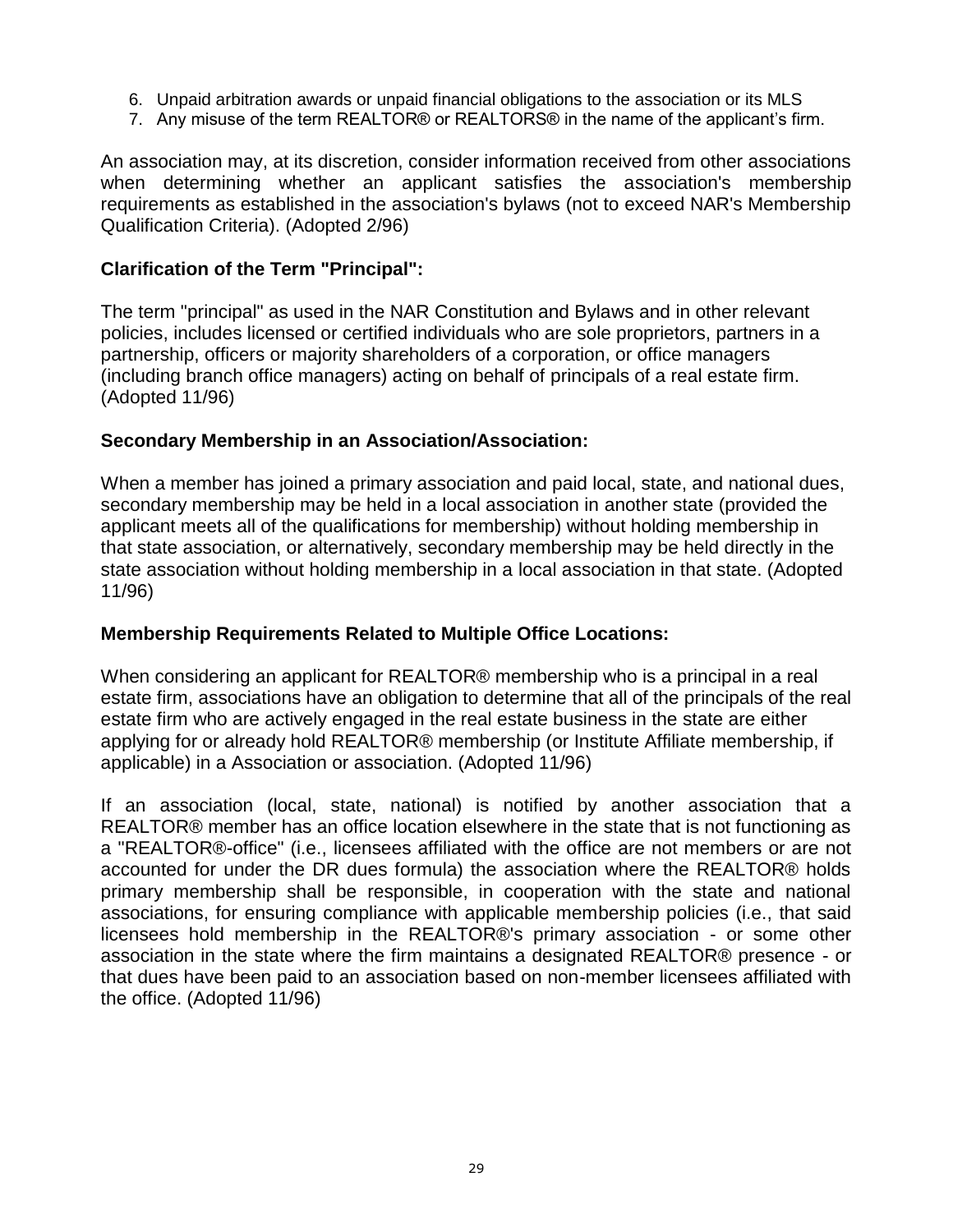6. Unpaid arbitration awards or unpaid financial obligations to the association or its MLS
7. Any misuse of the term REALTOR® or REALTORS® in the name of the applicant's firm.

An association may, at its discretion, consider information received from other associations when determining whether an applicant satisfies the association's membership requirements as established in the association's bylaws (not to exceed NAR's Membership Qualification Criteria). (Adopted 2/96)

**Clarification of the Term "Principal":**

The term "principal" as used in the NAR Constitution and Bylaws and in other relevant policies, includes licensed or certified individuals who are sole proprietors, partners in a partnership, officers or majority shareholders of a corporation, or office managers (including branch office managers) acting on behalf of principals of a real estate firm. (Adopted 11/96)

**Secondary Membership in an Association/Association:**

When a member has joined a primary association and paid local, state, and national dues, secondary membership may be held in a local association in another state (provided the applicant meets all of the qualifications for membership) without holding membership in that state association, or alternatively, secondary membership may be held directly in the state association without holding membership in a local association in that state. (Adopted 11/96)

**Membership Requirements Related to Multiple Office Locations:**

When considering an applicant for REALTOR® membership who is a principal in a real estate firm, associations have an obligation to determine that all of the principals of the real estate firm who are actively engaged in the real estate business in the state are either applying for or already hold REALTOR® membership (or Institute Affiliate membership, if applicable) in a Association or association. (Adopted 11/96)

If an association (local, state, national) is notified by another association that a REALTOR® member has an office location elsewhere in the state that is not functioning as a "REALTOR®-office" (i.e., licensees affiliated with the office are not members or are not accounted for under the DR dues formula) the association where the REALTOR® holds primary membership shall be responsible, in cooperation with the state and national associations, for ensuring compliance with applicable membership policies (i.e., that said licensees hold membership in the REALTOR®'s primary association - or some other association in the state where the firm maintains a designated REALTOR® presence - or that dues have been paid to an association based on non-member licensees affiliated with the office. (Adopted 11/96)